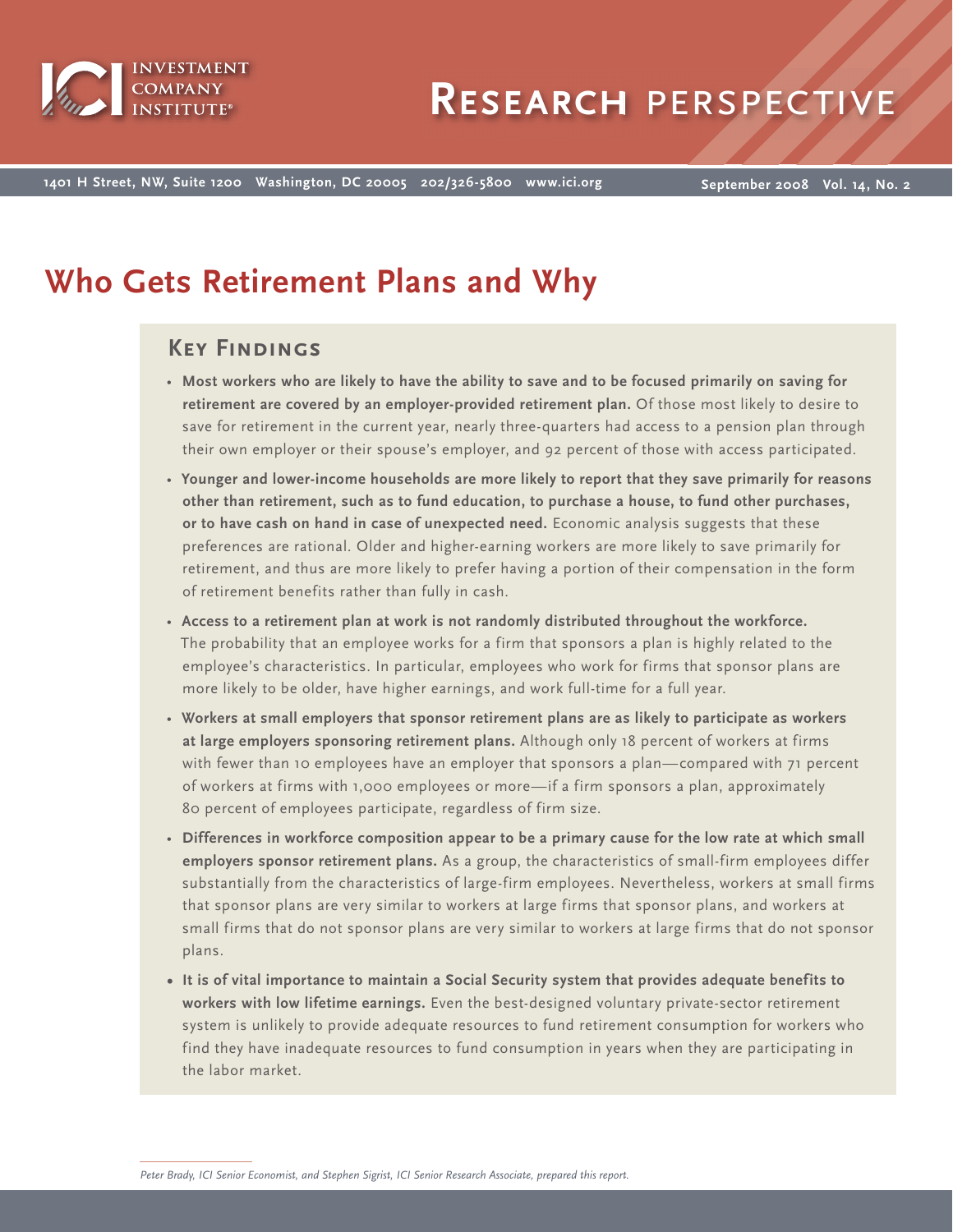# Research perspective

1401 H Street, NW, Suite 1200 Washington, DC 20005 202/326-5800 www.ici.org

September 2008 Vol. 14, No. 2

# Who Gets Retirement Plans and Why

## Key Findings

- **Most workers who are likely to have the ability to save and to be focused primarily on saving for retirement are covered by an employer-provided retirement plan.** Of those most likely to desire to save for retirement in the current year, nearly three-quarters had access to a pension plan through their own employer or their spouse's employer, and 92 percent of those with access participated.
- **Younger and lower-income households are more likely to report that they save primarily for reasons other than retirement, such as to fund education, to purchase a house, to fund other purchases, or to have cash on hand in case of unexpected need.** Economic analysis suggests that these preferences are rational. Older and higher-earning workers are more likely to save primarily for retirement, and thus are more likely to prefer having a portion of their compensation in the form of retirement benefits rather than fully in cash.
- **Access to a retirement plan at work is not randomly distributed throughout the workforce.** The probability that an employee works for a firm that sponsors a plan is highly related to the employee's characteristics. In particular, employees who work for firms that sponsor plans are more likely to be older, have higher earnings, and work full-time for a full year.
- **Workers at small employers that sponsor retirement plans are as likely to participate as workers at large employers sponsoring retirement plans.** Although only 18 percent of workers at firms with fewer than 10 employees have an employer that sponsors a plan—compared with 71 percent of workers at firms with 1,000 employees or more—if a firm sponsors a plan, approximately 80 percent of employees participate, regardless of firm size.
- **Differences in workforce composition appear to be a primary cause for the low rate at which small employers sponsor retirement plans.** As a group, the characteristics of small-firm employees differ substantially from the characteristics of large-firm employees. Nevertheless, workers at small firms that sponsor plans are very similar to workers at large firms that sponsor plans, and workers at small firms that do not sponsor plans are very similar to workers at large firms that do not sponsor plans.
- **It is of vital importance to maintain a Social Security system that provides adequate benefits to workers with low lifetime earnings.** Even the best-designed voluntary private-sector retirement system is unlikely to provide adequate resources to fund retirement consumption for workers who find they have inadequate resources to fund consumption in years when they are participating in the labor market.

*Peter Brady, ICI Senior Economist, and Stephen Sigrist, ICI Senior Research Associate, prepared this report.*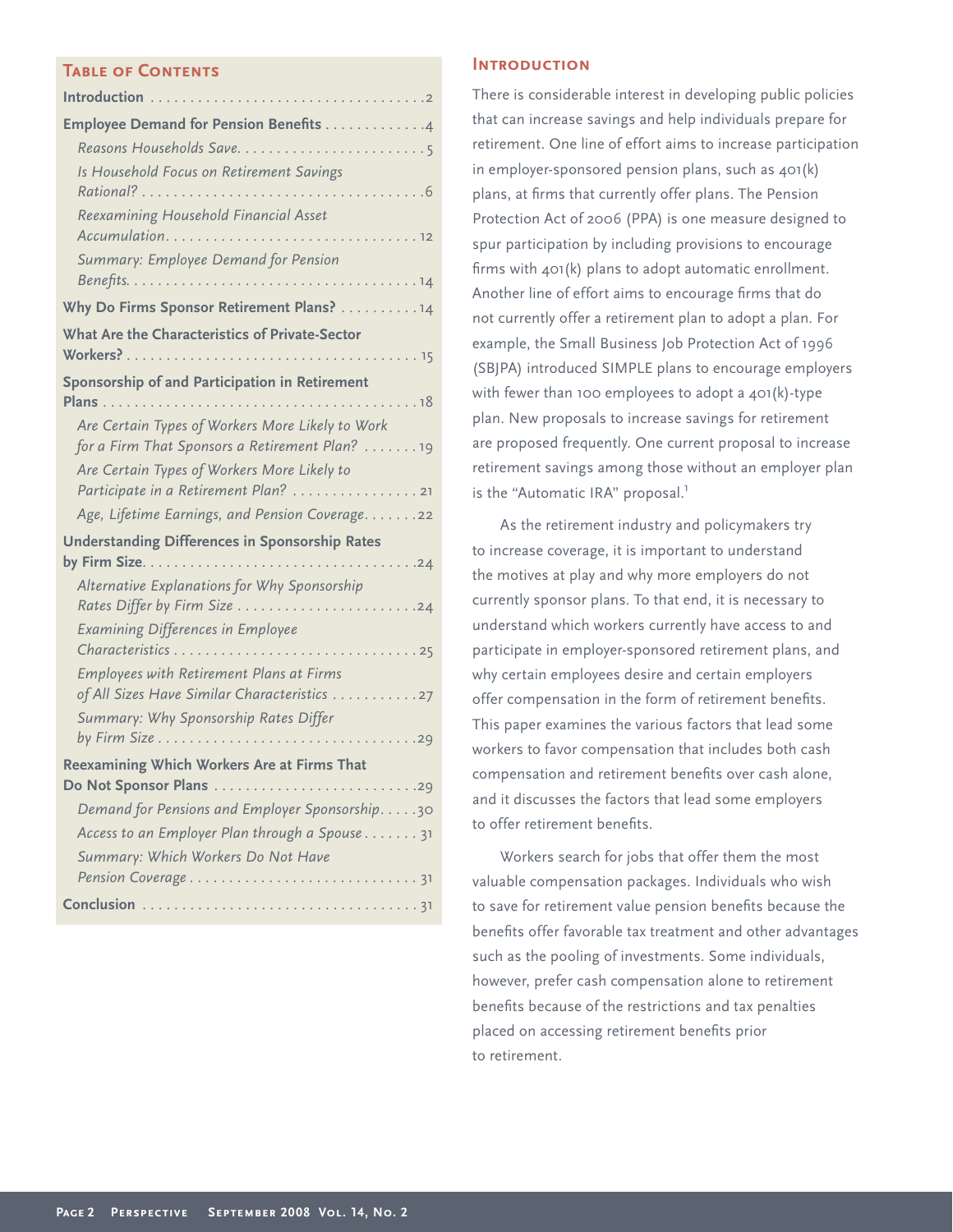## Table of Contents

**Introduction** . . . . . 2

**Employee Demand for Pension Benefits** . . . . . 4

- *Reasons Households Save* . . . . . 5
- *Is Household Focus on Retirement Savings Rational?* . . . . . 6
- *Reexamining Household Financial Asset Accumulation* . . . . . 12
- *Summary: Employee Demand for Pension Benefits* . . . . . 14

**Why Do Firms Sponsor Retirement Plans?** . . . . . 14

**What Are the Characteristics of Private-Sector Workers?** . . . . . 15

**Sponsorship of and Participation in Retirement Plans** . . . . . 18

- *Are Certain Types of Workers More Likely to Work for a Firm That Sponsors a Retirement Plan?* . . . . . 19
- *Are Certain Types of Workers More Likely to Participate in a Retirement Plan?* . . . . . 21
- *Age, Lifetime Earnings, and Pension Coverage* . . . . . 22

**Understanding Differences in Sponsorship Rates by Firm Size** . . . . . 24

- *Alternative Explanations for Why Sponsorship Rates Differ by Firm Size* . . . . . 24
- *Examining Differences in Employee Characteristics* . . . . . 25
- *Employees with Retirement Plans at Firms of All Sizes Have Similar Characteristics* . . . . . 27
- *Summary: Why Sponsorship Rates Differ by Firm Size* . . . . . 29

**Reexamining Which Workers Are at Firms That Do Not Sponsor Plans** . . . . . 29

- *Demand for Pensions and Employer Sponsorship* . . . . . 30
- *Access to an Employer Plan through a Spouse* . . . . . 31
- *Summary: Which Workers Do Not Have Pension Coverage* . . . . . 31

**Conclusion** . . . . . 31

## Introduction

There is considerable interest in developing public policies that can increase savings and help individuals prepare for retirement. One line of effort aims to increase participation in employer-sponsored pension plans, such as 401(k) plans, at firms that currently offer plans. The Pension Protection Act of 2006 (PPA) is one measure designed to spur participation by including provisions to encourage firms with 401(k) plans to adopt automatic enrollment. Another line of effort aims to encourage firms that do not currently offer a retirement plan to adopt a plan. For example, the Small Business Job Protection Act of 1996 (SBJPA) introduced SIMPLE plans to encourage employers with fewer than 100 employees to adopt a 401(k)-type plan. New proposals to increase savings for retirement are proposed frequently. One current proposal to increase retirement savings among those without an employer plan is the "Automatic IRA" proposal.[1]

As the retirement industry and policymakers try to increase coverage, it is important to understand the motives at play and why more employers do not currently sponsor plans. To that end, it is necessary to understand which workers currently have access to and participate in employer-sponsored retirement plans, and why certain employees desire and certain employers offer compensation in the form of retirement benefits. This paper examines the various factors that lead some workers to favor compensation that includes both cash compensation and retirement benefits over cash alone, and it discusses the factors that lead some employers to offer retirement benefits.

Workers search for jobs that offer them the most valuable compensation packages. Individuals who wish to save for retirement value pension benefits because the benefits offer favorable tax treatment and other advantages such as the pooling of investments. Some individuals, however, prefer cash compensation alone to retirement benefits because of the restrictions and tax penalties placed on accessing retirement benefits prior to retirement.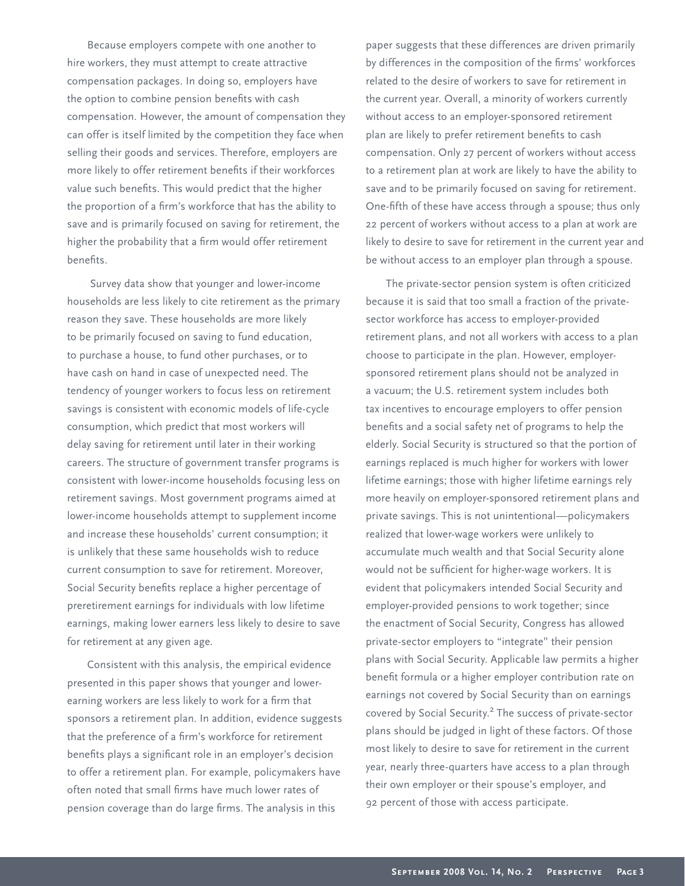Because employers compete with one another to hire workers, they must attempt to create attractive compensation packages. In doing so, employers have the option to combine pension benefits with cash compensation. However, the amount of compensation they can offer is itself limited by the competition they face when selling their goods and services. Therefore, employers are more likely to offer retirement benefits if their workforces value such benefits. This would predict that the higher the proportion of a firm's workforce that has the ability to save and is primarily focused on saving for retirement, the higher the probability that a firm would offer retirement benefits.

Survey data show that younger and lower-income households are less likely to cite retirement as the primary reason they save. These households are more likely to be primarily focused on saving to fund education, to purchase a house, to fund other purchases, or to have cash on hand in case of unexpected need. The tendency of younger workers to focus less on retirement savings is consistent with economic models of life-cycle consumption, which predict that most workers will delay saving for retirement until later in their working careers. The structure of government transfer programs is consistent with lower-income households focusing less on retirement savings. Most government programs aimed at lower-income households attempt to supplement income and increase these households' current consumption; it is unlikely that these same households wish to reduce current consumption to save for retirement. Moreover, Social Security benefits replace a higher percentage of preretirement earnings for individuals with low lifetime earnings, making lower earners less likely to desire to save for retirement at any given age.

Consistent with this analysis, the empirical evidence presented in this paper shows that younger and lower-earning workers are less likely to work for a firm that sponsors a retirement plan. In addition, evidence suggests that the preference of a firm's workforce for retirement benefits plays a significant role in an employer's decision to offer a retirement plan. For example, policymakers have often noted that small firms have much lower rates of pension coverage than do large firms. The analysis in this paper suggests that these differences are driven primarily by differences in the composition of the firms' workforces related to the desire of workers to save for retirement in the current year. Overall, a minority of workers currently without access to an employer-sponsored retirement plan are likely to prefer retirement benefits to cash compensation. Only 27 percent of workers without access to a retirement plan at work are likely to have the ability to save and to be primarily focused on saving for retirement. One-fifth of these have access through a spouse; thus only 22 percent of workers without access to a plan at work are likely to desire to save for retirement in the current year and be without access to an employer plan through a spouse.

The private-sector pension system is often criticized because it is said that too small a fraction of the private-sector workforce has access to employer-provided retirement plans, and not all workers with access to a plan choose to participate in the plan. However, employer-sponsored retirement plans should not be analyzed in a vacuum; the U.S. retirement system includes both tax incentives to encourage employers to offer pension benefits and a social safety net of programs to help the elderly. Social Security is structured so that the portion of earnings replaced is much higher for workers with lower lifetime earnings; those with higher lifetime earnings rely more heavily on employer-sponsored retirement plans and private savings. This is not unintentional—policymakers realized that lower-wage workers were unlikely to accumulate much wealth and that Social Security alone would not be sufficient for higher-wage workers. It is evident that policymakers intended Social Security and employer-provided pensions to work together; since the enactment of Social Security, Congress has allowed private-sector employers to "integrate" their pension plans with Social Security. Applicable law permits a higher benefit formula or a higher employer contribution rate on earnings not covered by Social Security than on earnings covered by Social Security.[2] The success of private-sector plans should be judged in light of these factors. Of those most likely to desire to save for retirement in the current year, nearly three-quarters have access to a plan through their own employer or their spouse's employer, and 92 percent of those with access participate.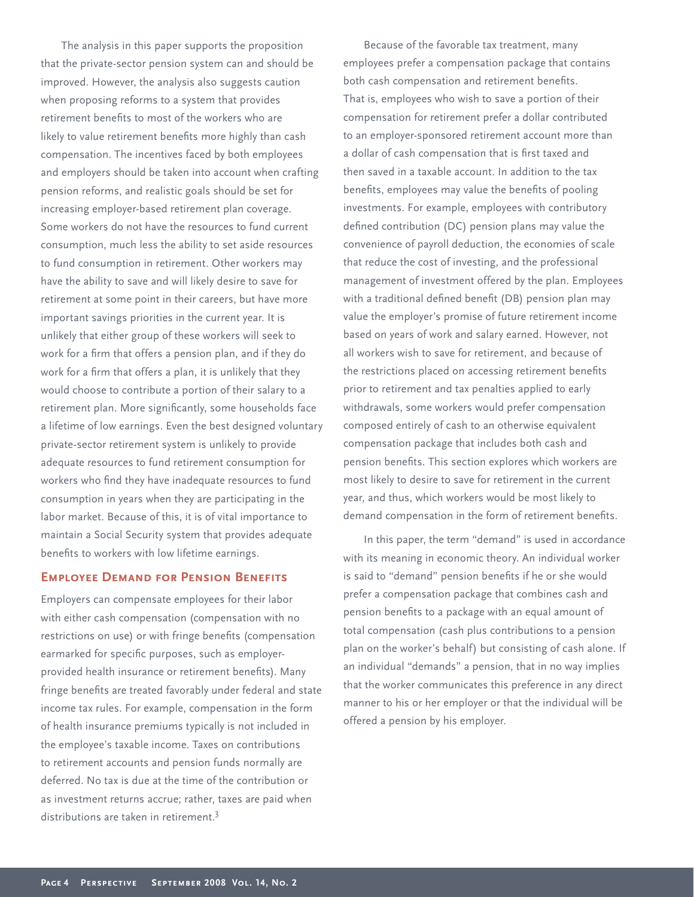The analysis in this paper supports the proposition that the private-sector pension system can and should be improved. However, the analysis also suggests caution when proposing reforms to a system that provides retirement benefits to most of the workers who are likely to value retirement benefits more highly than cash compensation. The incentives faced by both employees and employers should be taken into account when crafting pension reforms, and realistic goals should be set for increasing employer-based retirement plan coverage. Some workers do not have the resources to fund current consumption, much less the ability to set aside resources to fund consumption in retirement. Other workers may have the ability to save and will likely desire to save for retirement at some point in their careers, but have more important savings priorities in the current year. It is unlikely that either group of these workers will seek to work for a firm that offers a pension plan, and if they do work for a firm that offers a plan, it is unlikely that they would choose to contribute a portion of their salary to a retirement plan. More significantly, some households face a lifetime of low earnings. Even the best designed voluntary private-sector retirement system is unlikely to provide adequate resources to fund retirement consumption for workers who find they have inadequate resources to fund consumption in years when they are participating in the labor market. Because of this, it is of vital importance to maintain a Social Security system that provides adequate benefits to workers with low lifetime earnings.

## Employee Demand for Pension Benefits

Employers can compensate employees for their labor with either cash compensation (compensation with no restrictions on use) or with fringe benefits (compensation earmarked for specific purposes, such as employer-provided health insurance or retirement benefits). Many fringe benefits are treated favorably under federal and state income tax rules. For example, compensation in the form of health insurance premiums typically is not included in the employee's taxable income. Taxes on contributions to retirement accounts and pension funds normally are deferred. No tax is due at the time of the contribution or as investment returns accrue; rather, taxes are paid when distributions are taken in retirement.[3]

Because of the favorable tax treatment, many employees prefer a compensation package that contains both cash compensation and retirement benefits. That is, employees who wish to save a portion of their compensation for retirement prefer a dollar contributed to an employer-sponsored retirement account more than a dollar of cash compensation that is first taxed and then saved in a taxable account. In addition to the tax benefits, employees may value the benefits of pooling investments. For example, employees with contributory defined contribution (DC) pension plans may value the convenience of payroll deduction, the economies of scale that reduce the cost of investing, and the professional management of investment offered by the plan. Employees with a traditional defined benefit (DB) pension plan may value the employer's promise of future retirement income based on years of work and salary earned. However, not all workers wish to save for retirement, and because of the restrictions placed on accessing retirement benefits prior to retirement and tax penalties applied to early withdrawals, some workers would prefer compensation composed entirely of cash to an otherwise equivalent compensation package that includes both cash and pension benefits. This section explores which workers are most likely to desire to save for retirement in the current year, and thus, which workers would be most likely to demand compensation in the form of retirement benefits.

In this paper, the term "demand" is used in accordance with its meaning in economic theory. An individual worker is said to "demand" pension benefits if he or she would prefer a compensation package that combines cash and pension benefits to a package with an equal amount of total compensation (cash plus contributions to a pension plan on the worker's behalf) but consisting of cash alone. If an individual "demands" a pension, that in no way implies that the worker communicates this preference in any direct manner to his or her employer or that the individual will be offered a pension by his employer.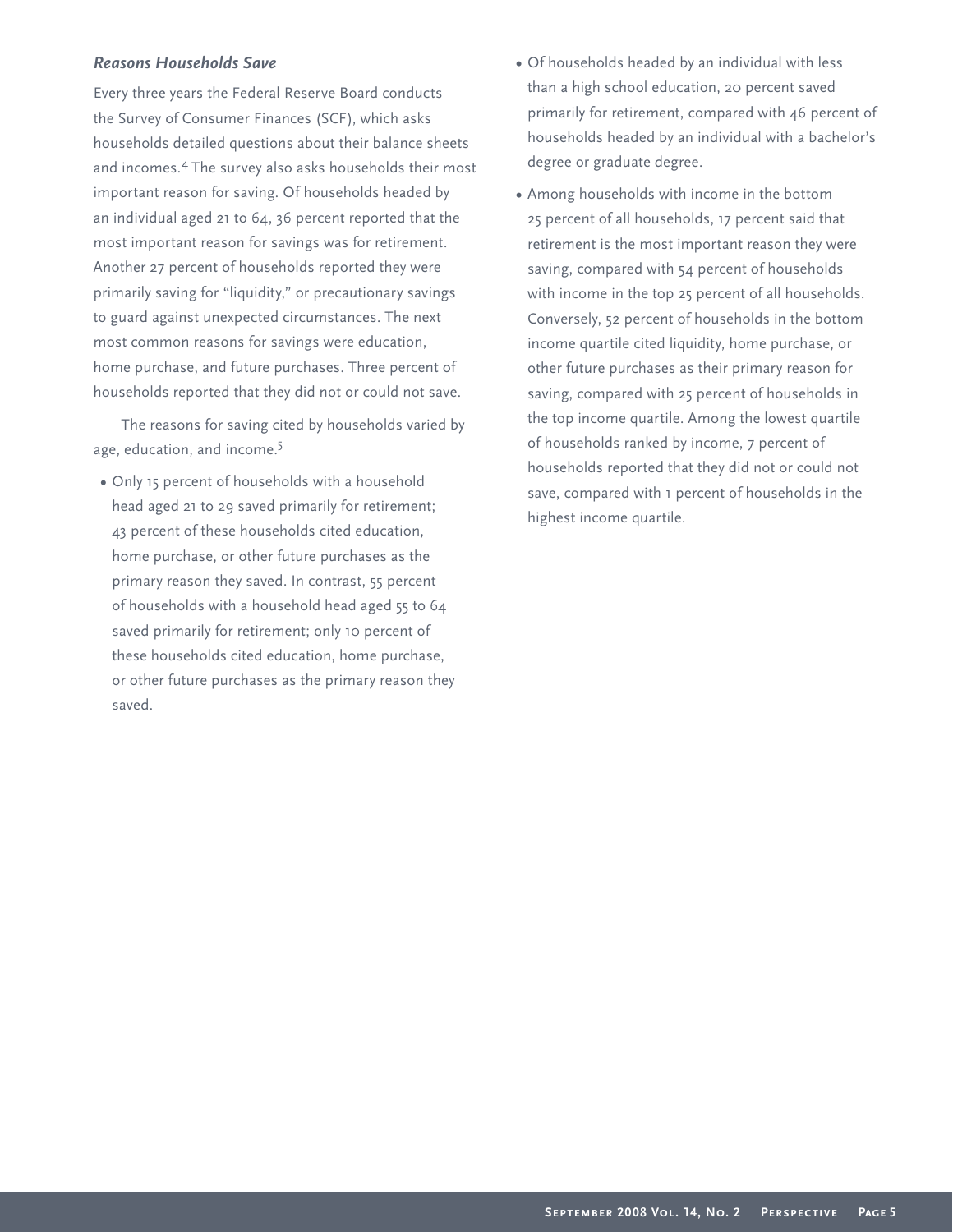### *Reasons Households Save*

Every three years the Federal Reserve Board conducts the Survey of Consumer Finances (SCF), which asks households detailed questions about their balance sheets and incomes.[4] The survey also asks households their most important reason for saving. Of households headed by an individual aged 21 to 64, 36 percent reported that the most important reason for savings was for retirement. Another 27 percent of households reported they were primarily saving for "liquidity," or precautionary savings to guard against unexpected circumstances. The next most common reasons for savings were education, home purchase, and future purchases. Three percent of households reported that they did not or could not save.

The reasons for saving cited by households varied by age, education, and income.[5]

- Only 15 percent of households with a household head aged 21 to 29 saved primarily for retirement; 43 percent of these households cited education, home purchase, or other future purchases as the primary reason they saved. In contrast, 55 percent of households with a household head aged 55 to 64 saved primarily for retirement; only 10 percent of these households cited education, home purchase, or other future purchases as the primary reason they saved.
- Of households headed by an individual with less than a high school education, 20 percent saved primarily for retirement, compared with 46 percent of households headed by an individual with a bachelor's degree or graduate degree.
- Among households with income in the bottom 25 percent of all households, 17 percent said that retirement is the most important reason they were saving, compared with 54 percent of households with income in the top 25 percent of all households. Conversely, 52 percent of households in the bottom income quartile cited liquidity, home purchase, or other future purchases as their primary reason for saving, compared with 25 percent of households in the top income quartile. Among the lowest quartile of households ranked by income, 7 percent of households reported that they did not or could not save, compared with 1 percent of households in the highest income quartile.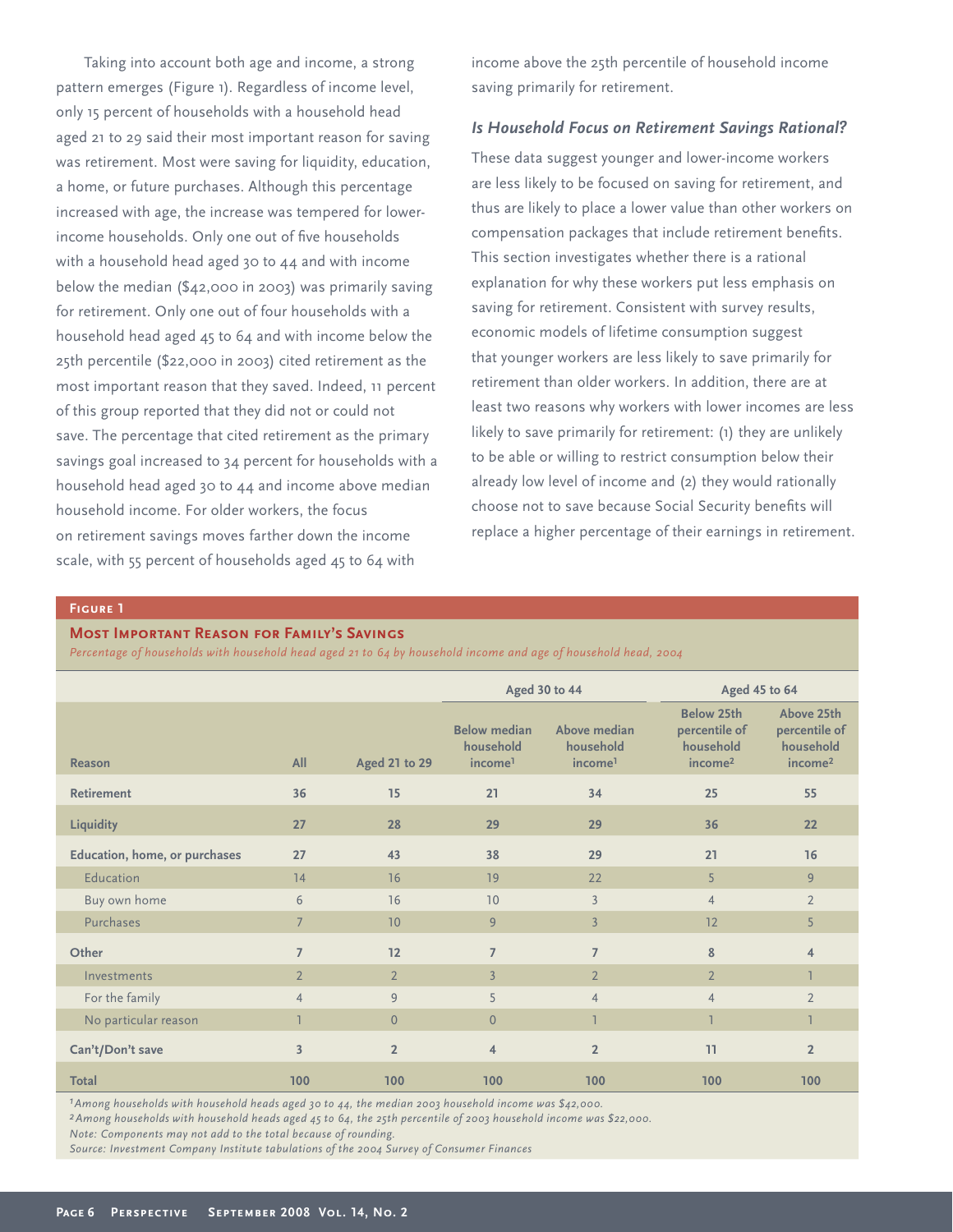Taking into account both age and income, a strong pattern emerges (Figure 1). Regardless of income level, only 15 percent of households with a household head aged 21 to 29 said their most important reason for saving was retirement. Most were saving for liquidity, education, a home, or future purchases. Although this percentage increased with age, the increase was tempered for lower-income households. Only one out of five households with a household head aged 30 to 44 and with income below the median ($42,000 in 2003) was primarily saving for retirement. Only one out of four households with a household head aged 45 to 64 and with income below the 25th percentile ($22,000 in 2003) cited retirement as the most important reason that they saved. Indeed, 11 percent of this group reported that they did not or could not save. The percentage that cited retirement as the primary savings goal increased to 34 percent for households with a household head aged 30 to 44 and income above median household income. For older workers, the focus on retirement savings moves farther down the income scale, with 55 percent of households aged 45 to 64 with income above the 25th percentile of household income saving primarily for retirement.

### *Is Household Focus on Retirement Savings Rational?*

These data suggest younger and lower-income workers are less likely to be focused on saving for retirement, and thus are likely to place a lower value than other workers on compensation packages that include retirement benefits. This section investigates whether there is a rational explanation for why these workers put less emphasis on saving for retirement. Consistent with survey results, economic models of lifetime consumption suggest that younger workers are less likely to save primarily for retirement than older workers. In addition, there are at least two reasons why workers with lower incomes are less likely to save primarily for retirement: (1) they are unlikely to be able or willing to restrict consumption below their already low level of income and (2) they would rationally choose not to save because Social Security benefits will replace a higher percentage of their earnings in retirement.

**Figure 1**

**Most Important Reason for Family's Savings**

*Percentage of households with household head aged 21 to 64 by household income and age of household head, 2004*

| | | | Aged 30 to 44 | | Aged 45 to 64 | |
|---|---|---|---|---|---|---|
| **Reason** | **All** | **Aged 21 to 29** | **Below median household income[1]** | **Above median household income[1]** | **Below 25th percentile of household income[2]** | **Above 25th percentile of household income[2]** |
| **Retirement** | **36** | **15** | **21** | **34** | **25** | **55** |
| **Liquidity** | **27** | **28** | **29** | **29** | **36** | **22** |
| **Education, home, or purchases** | **27** | **43** | **38** | **29** | **21** | **16** |
| Education | 14 | 16 | 19 | 22 | 5 | 9 |
| Buy own home | 6 | 16 | 10 | 3 | 4 | 2 |
| Purchases | 7 | 10 | 9 | 3 | 12 | 5 |
| **Other** | **7** | **12** | **7** | **7** | **8** | **4** |
| Investments | 2 | 2 | 3 | 2 | 2 | 1 |
| For the family | 4 | 9 | 5 | 4 | 4 | 2 |
| No particular reason | 1 | 0 | 0 | 1 | 1 | 1 |
| **Can't/Don't save** | **3** | **2** | **4** | **2** | **11** | **2** |
| **Total** | **100** | **100** | **100** | **100** | **100** | **100** |

*[1]Among households with household heads aged 30 to 44, the median 2003 household income was $42,000.*
*[2]Among households with household heads aged 45 to 64, the 25th percentile of 2003 household income was $22,000.*
*Note: Components may not add to the total because of rounding.*
*Source: Investment Company Institute tabulations of the 2004 Survey of Consumer Finances*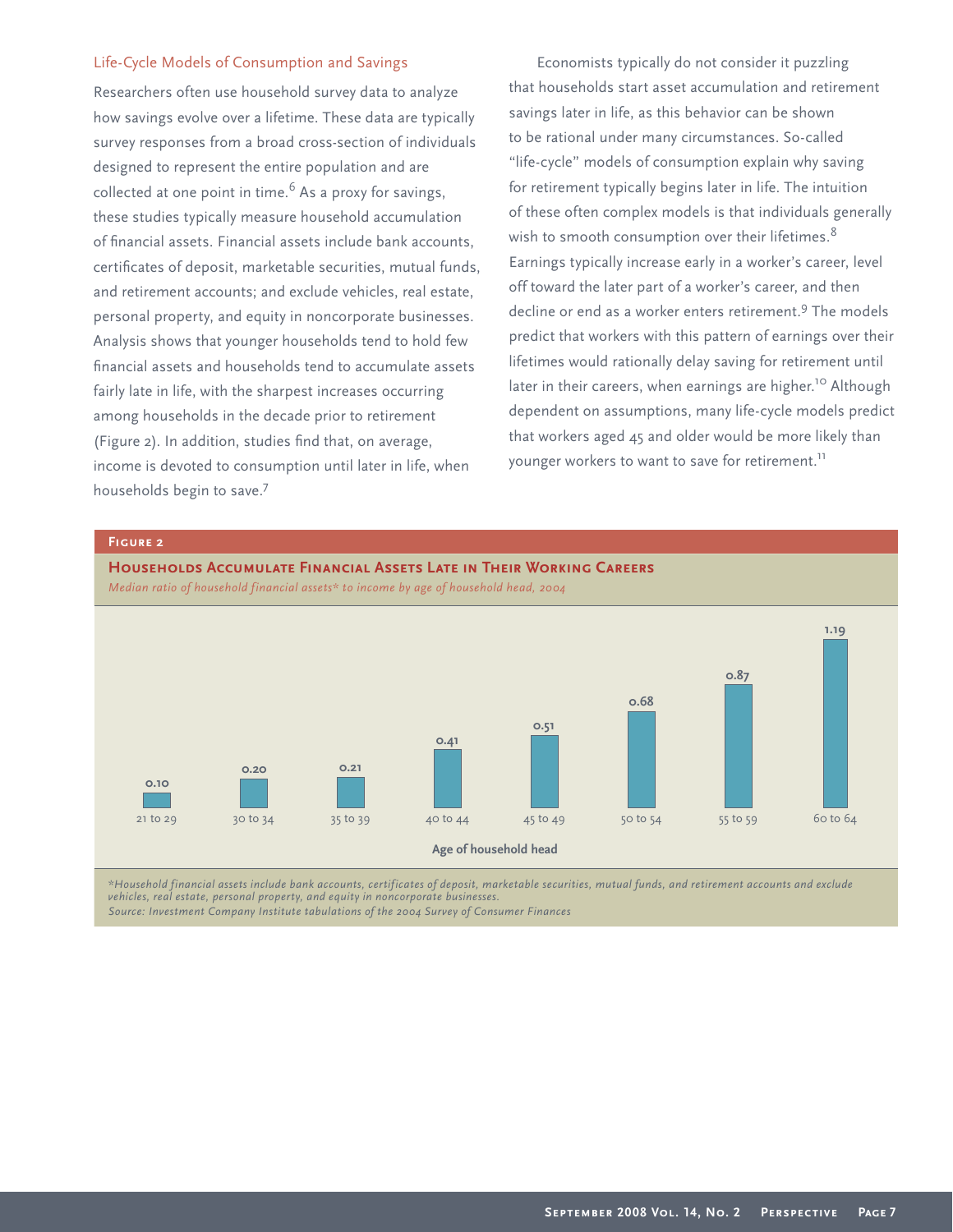## Life-Cycle Models of Consumption and Savings

Researchers often use household survey data to analyze how savings evolve over a lifetime. These data are typically survey responses from a broad cross-section of individuals designed to represent the entire population and are collected at one point in time.[6] As a proxy for savings, these studies typically measure household accumulation of financial assets. Financial assets include bank accounts, certificates of deposit, marketable securities, mutual funds, and retirement accounts; and exclude vehicles, real estate, personal property, and equity in noncorporate businesses. Analysis shows that younger households tend to hold few financial assets and households tend to accumulate assets fairly late in life, with the sharpest increases occurring among households in the decade prior to retirement (Figure 2). In addition, studies find that, on average, income is devoted to consumption until later in life, when households begin to save.[7]

Economists typically do not consider it puzzling that households start asset accumulation and retirement savings later in life, as this behavior can be shown to be rational under many circumstances. So-called "life-cycle" models of consumption explain why saving for retirement typically begins later in life. The intuition of these often complex models is that individuals generally wish to smooth consumption over their lifetimes.[8] Earnings typically increase early in a worker's career, level off toward the later part of a worker's career, and then decline or end as a worker enters retirement.[9] The models predict that workers with this pattern of earnings over their lifetimes would rationally delay saving for retirement until later in their careers, when earnings are higher.[10] Although dependent on assumptions, many life-cycle models predict that workers aged 45 and older would be more likely than younger workers to want to save for retirement.[11]

**Figure 2**

**Households Accumulate Financial Assets Late in Their Working Careers**

*Median ratio of household financial assets\* to income by age of household head, 2004*

| Age of household head | Median ratio |
|---|---|
| 21 to 29 | 0.10 |
| 30 to 34 | 0.20 |
| 35 to 39 | 0.21 |
| 40 to 44 | 0.41 |
| 45 to 49 | 0.51 |
| 50 to 54 | 0.68 |
| 55 to 59 | 0.87 |
| 60 to 64 | 1.19 |

*\*Household financial assets include bank accounts, certificates of deposit, marketable securities, mutual funds, and retirement accounts and exclude vehicles, real estate, personal property, and equity in noncorporate businesses.*
*Source: Investment Company Institute tabulations of the 2004 Survey of Consumer Finances*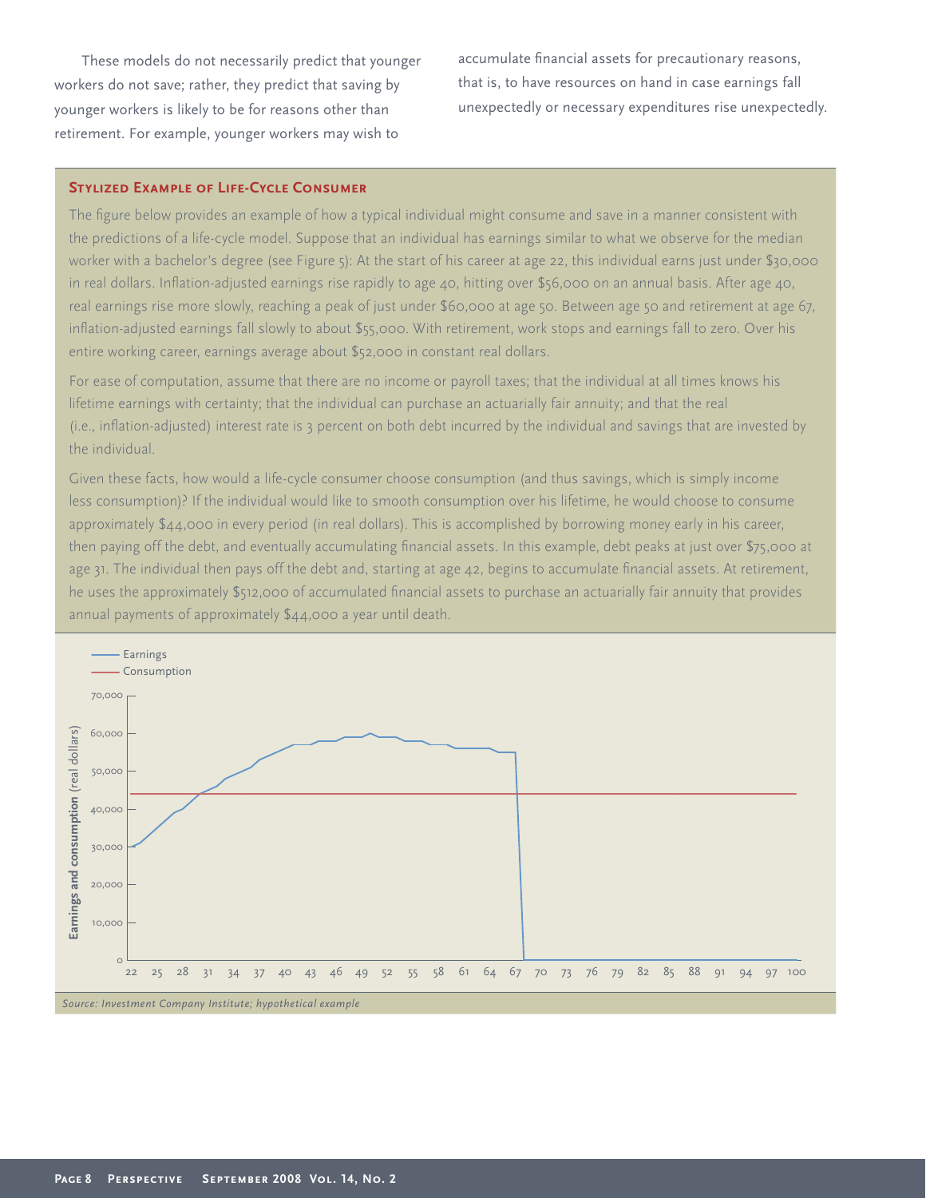These models do not necessarily predict that younger workers do not save; rather, they predict that saving by younger workers is likely to be for reasons other than retirement. For example, younger workers may wish to accumulate financial assets for precautionary reasons, that is, to have resources on hand in case earnings fall unexpectedly or necessary expenditures rise unexpectedly.

### Stylized Example of Life-Cycle Consumer

The figure below provides an example of how a typical individual might consume and save in a manner consistent with the predictions of a life-cycle model. Suppose that an individual has earnings similar to what we observe for the median worker with a bachelor's degree (see Figure 5): At the start of his career at age 22, this individual earns just under $30,000 in real dollars. Inflation-adjusted earnings rise rapidly to age 40, hitting over $56,000 on an annual basis. After age 40, real earnings rise more slowly, reaching a peak of just under $60,000 at age 50. Between age 50 and retirement at age 67, inflation-adjusted earnings fall slowly to about $55,000. With retirement, work stops and earnings fall to zero. Over his entire working career, earnings average about $52,000 in constant real dollars.

For ease of computation, assume that there are no income or payroll taxes; that the individual at all times knows his lifetime earnings with certainty; that the individual can purchase an actuarially fair annuity; and that the real (i.e., inflation-adjusted) interest rate is 3 percent on both debt incurred by the individual and savings that are invested by the individual.

Given these facts, how would a life-cycle consumer choose consumption (and thus savings, which is simply income less consumption)? If the individual would like to smooth consumption over his lifetime, he would choose to consume approximately $44,000 in every period (in real dollars). This is accomplished by borrowing money early in his career, then paying off the debt, and eventually accumulating financial assets. In this example, debt peaks at just over $75,000 at age 31. The individual then pays off the debt and, starting at age 42, begins to accumulate financial assets. At retirement, he uses the approximately $512,000 of accumulated financial assets to purchase an actuarially fair annuity that provides annual payments of approximately $44,000 a year until death.

*Source: Investment Company Institute; hypothetical example*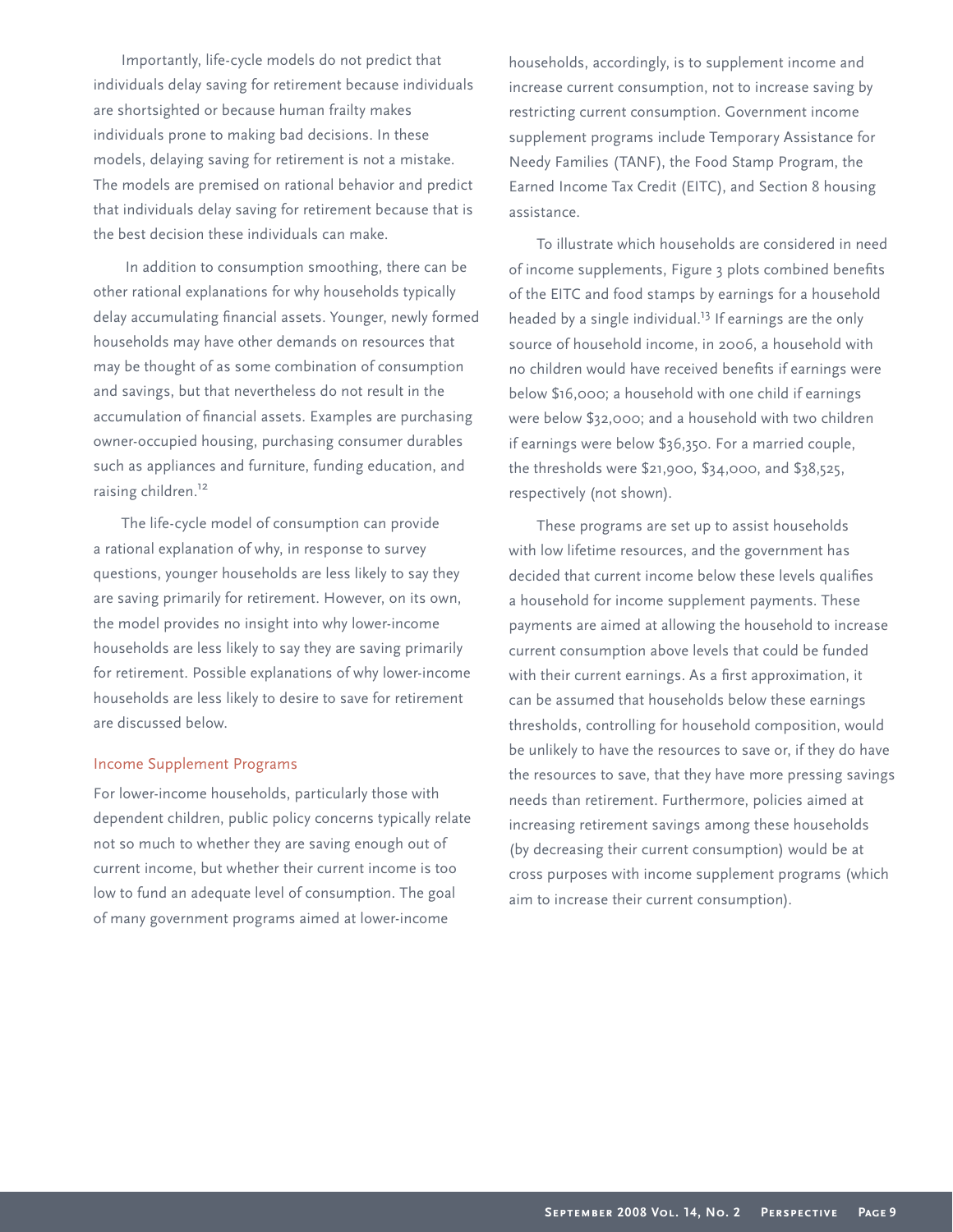Importantly, life-cycle models do not predict that individuals delay saving for retirement because individuals are shortsighted or because human frailty makes individuals prone to making bad decisions. In these models, delaying saving for retirement is not a mistake. The models are premised on rational behavior and predict that individuals delay saving for retirement because that is the best decision these individuals can make.

In addition to consumption smoothing, there can be other rational explanations for why households typically delay accumulating financial assets. Younger, newly formed households may have other demands on resources that may be thought of as some combination of consumption and savings, but that nevertheless do not result in the accumulation of financial assets. Examples are purchasing owner-occupied housing, purchasing consumer durables such as appliances and furniture, funding education, and raising children.[12]

The life-cycle model of consumption can provide a rational explanation of why, in response to survey questions, younger households are less likely to say they are saving primarily for retirement. However, on its own, the model provides no insight into why lower-income households are less likely to say they are saving primarily for retirement. Possible explanations of why lower-income households are less likely to desire to save for retirement are discussed below.

### Income Supplement Programs

For lower-income households, particularly those with dependent children, public policy concerns typically relate not so much to whether they are saving enough out of current income, but whether their current income is too low to fund an adequate level of consumption. The goal of many government programs aimed at lower-income households, accordingly, is to supplement income and increase current consumption, not to increase saving by restricting current consumption. Government income supplement programs include Temporary Assistance for Needy Families (TANF), the Food Stamp Program, the Earned Income Tax Credit (EITC), and Section 8 housing assistance.

To illustrate which households are considered in need of income supplements, Figure 3 plots combined benefits of the EITC and food stamps by earnings for a household headed by a single individual.[13] If earnings are the only source of household income, in 2006, a household with no children would have received benefits if earnings were below $16,000; a household with one child if earnings were below $32,000; and a household with two children if earnings were below $36,350. For a married couple, the thresholds were $21,900, $34,000, and $38,525, respectively (not shown).

These programs are set up to assist households with low lifetime resources, and the government has decided that current income below these levels qualifies a household for income supplement payments. These payments are aimed at allowing the household to increase current consumption above levels that could be funded with their current earnings. As a first approximation, it can be assumed that households below these earnings thresholds, controlling for household composition, would be unlikely to have the resources to save or, if they do have the resources to save, that they have more pressing savings needs than retirement. Furthermore, policies aimed at increasing retirement savings among these households (by decreasing their current consumption) would be at cross purposes with income supplement programs (which aim to increase their current consumption).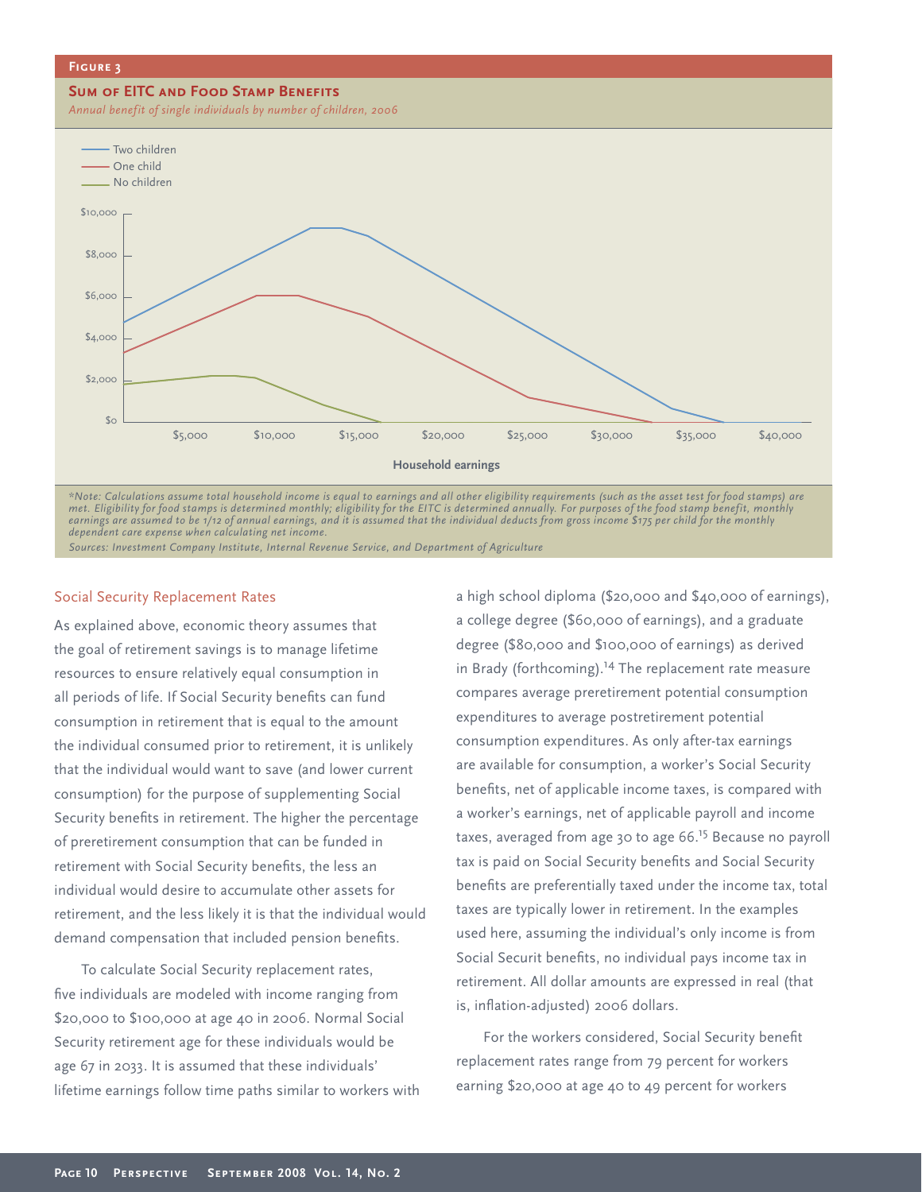**Figure 3**

**Sum of EITC and Food Stamp Benefits**

*Annual benefit of single individuals by number of children, 2006*

*Note: Calculations assume total household income is equal to earnings and all other eligibility requirements (such as the asset test for food stamps) are met. Eligibility for food stamps is determined monthly; eligibility for the EITC is determined annually. For purposes of the food stamp benefit, monthly earnings are assumed to be 1/12 of annual earnings, and it is assumed that the individual deducts from gross income $175 per child for the monthly dependent care expense when calculating net income.*

*Sources: Investment Company Institute, Internal Revenue Service, and Department of Agriculture*

## Social Security Replacement Rates

As explained above, economic theory assumes that the goal of retirement savings is to manage lifetime resources to ensure relatively equal consumption in all periods of life. If Social Security benefits can fund consumption in retirement that is equal to the amount the individual consumed prior to retirement, it is unlikely that the individual would want to save (and lower current consumption) for the purpose of supplementing Social Security benefits in retirement. The higher the percentage of preretirement consumption that can be funded in retirement with Social Security benefits, the less an individual would desire to accumulate other assets for retirement, and the less likely it is that the individual would demand compensation that included pension benefits.

To calculate Social Security replacement rates, five individuals are modeled with income ranging from $20,000 to $100,000 at age 40 in 2006. Normal Social Security retirement age for these individuals would be age 67 in 2033. It is assumed that these individuals' lifetime earnings follow time paths similar to workers with a high school diploma ($20,000 and $40,000 of earnings), a college degree ($60,000 of earnings), and a graduate degree ($80,000 and $100,000 of earnings) as derived in Brady (forthcoming).[14] The replacement rate measure compares average preretirement potential consumption expenditures to average postretirement potential consumption expenditures. As only after-tax earnings are available for consumption, a worker's Social Security benefits, net of applicable income taxes, is compared with a worker's earnings, net of applicable payroll and income taxes, averaged from age 30 to age 66.[15] Because no payroll tax is paid on Social Security benefits and Social Security benefits are preferentially taxed under the income tax, total taxes are typically lower in retirement. In the examples used here, assuming the individual's only income is from Social Securit benefits, no individual pays income tax in retirement. All dollar amounts are expressed in real (that is, inflation-adjusted) 2006 dollars.

For the workers considered, Social Security benefit replacement rates range from 79 percent for workers earning $20,000 at age 40 to 49 percent for workers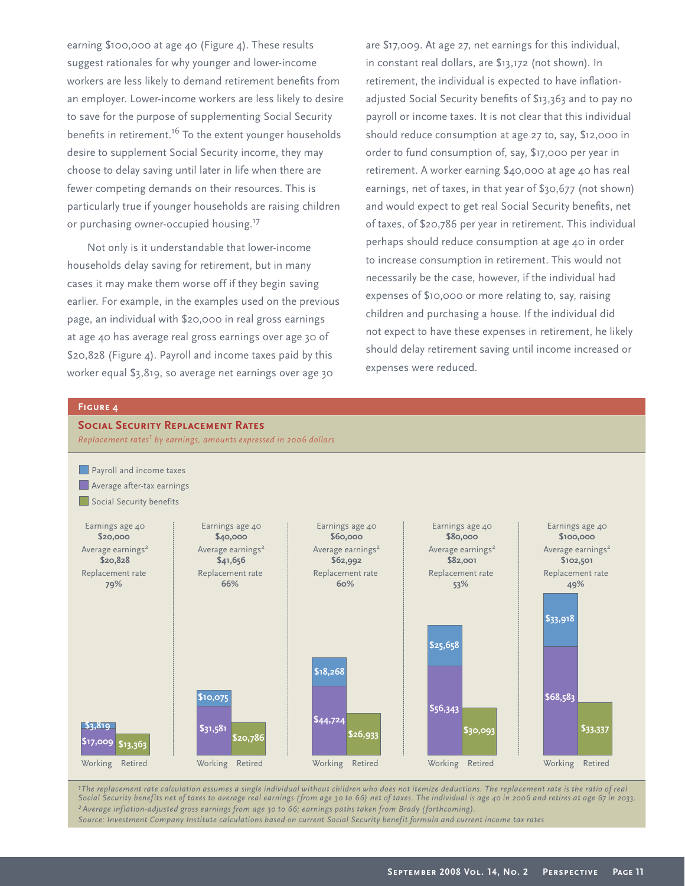earning $100,000 at age 40 (Figure 4). These results suggest rationales for why younger and lower-income workers are less likely to demand retirement benefits from an employer. Lower-income workers are less likely to desire to save for the purpose of supplementing Social Security benefits in retirement.[16] To the extent younger households desire to supplement Social Security income, they may choose to delay saving until later in life when there are fewer competing demands on their resources. This is particularly true if younger households are raising children or purchasing owner-occupied housing.[17]

Not only is it understandable that lower-income households delay saving for retirement, but in many cases it may make them worse off if they begin saving earlier. For example, in the examples used on the previous page, an individual with $20,000 in real gross earnings at age 40 has average real gross earnings over age 30 of $20,828 (Figure 4). Payroll and income taxes paid by this worker equal $3,819, so average net earnings over age 30 are $17,009. At age 27, net earnings for this individual, in constant real dollars, are $13,172 (not shown). In retirement, the individual is expected to have inflation-adjusted Social Security benefits of $13,363 and to pay no payroll or income taxes. It is not clear that this individual should reduce consumption at age 27 to, say, $12,000 in order to fund consumption of, say, $17,000 per year in retirement. A worker earning $40,000 at age 40 has real earnings, net of taxes, in that year of $30,677 (not shown) and would expect to get real Social Security benefits, net of taxes, of $20,786 per year in retirement. This individual perhaps should reduce consumption at age 40 in order to increase consumption in retirement. This would not necessarily be the case, however, if the individual had expenses of $10,000 or more relating to, say, raising children and purchasing a house. If the individual did not expect to have these expenses in retirement, he likely should delay retirement saving until income increased or expenses were reduced.

**Figure 4**

**Social Security Replacement Rates**

*Replacement rates[1] by earnings, amounts expressed in 2006 dollars*

| Earnings age 40 | Average earnings[2] | Replacement rate | Working: Payroll and income taxes | Working: Average after-tax earnings | Retired: Social Security benefits |
|---|---|---|---|---|---|
| $20,000 | $20,828 | 79% | $3,819 | $17,009 | $13,363 |
| $40,000 | $41,656 | 66% | $10,075 | $31,581 | $20,786 |
| $60,000 | $62,992 | 60% | $18,268 | $44,724 | $26,933 |
| $80,000 | $82,001 | 53% | $25,658 | $56,343 | $30,093 |
| $100,000 | $102,501 | 49% | $33,918 | $68,583 | $33,337 |

*[1]The replacement rate calculation assumes a single individual without children who does not itemize deductions. The replacement rate is the ratio of real Social Security benefits net of taxes to average real earnings (from age 30 to 66) net of taxes. The individual is age 40 in 2006 and retires at age 67 in 2033.*

*[2]Average inflation-adjusted gross earnings from age 30 to 66; earnings paths taken from Brady (forthcoming).*

*Source: Investment Company Institute calculations based on current Social Security benefit formula and current income tax rates*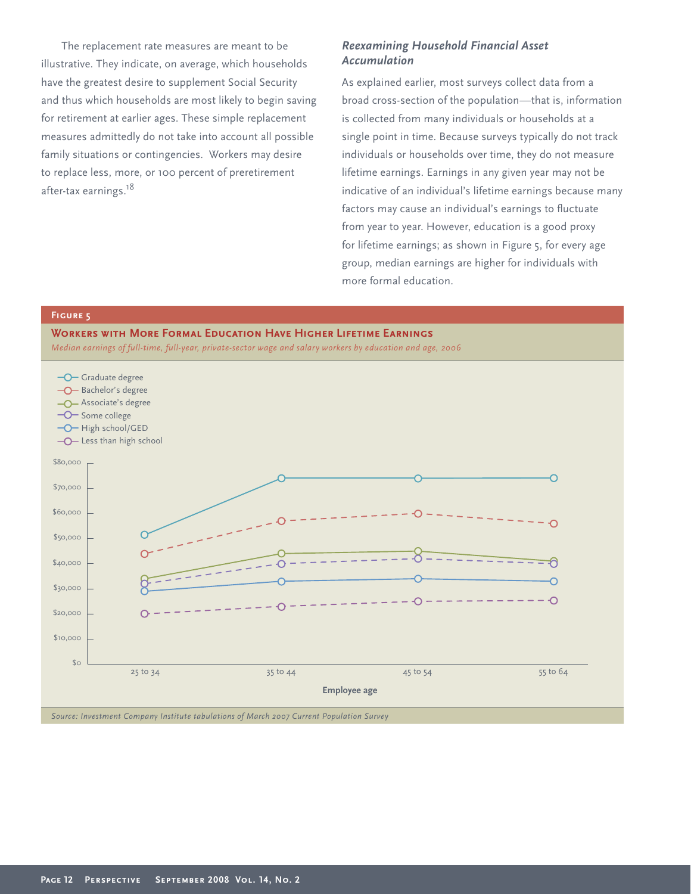The replacement rate measures are meant to be illustrative. They indicate, on average, which households have the greatest desire to supplement Social Security and thus which households are most likely to begin saving for retirement at earlier ages. These simple replacement measures admittedly do not take into account all possible family situations or contingencies. Workers may desire to replace less, more, or 100 percent of preretirement after-tax earnings.[18]

### *Reexamining Household Financial Asset Accumulation*

As explained earlier, most surveys collect data from a broad cross-section of the population—that is, information is collected from many individuals or households at a single point in time. Because surveys typically do not track individuals or households over time, they do not measure lifetime earnings. Earnings in any given year may not be indicative of an individual's lifetime earnings because many factors may cause an individual's earnings to fluctuate from year to year. However, education is a good proxy for lifetime earnings; as shown in Figure 5, for every age group, median earnings are higher for individuals with more formal education.

**Figure 5**

**Workers with More Formal Education Have Higher Lifetime Earnings**

*Median earnings of full-time, full-year, private-sector wage and salary workers by education and age, 2006*

Legend: Graduate degree; Bachelor's degree; Associate's degree; Some college; High school/GED; Less than high school

Y-axis: $0 to $80,000 (in $10,000 increments)

X-axis: Employee age — 25 to 34; 35 to 44; 45 to 54; 55 to 64

*Source: Investment Company Institute tabulations of March 2007 Current Population Survey*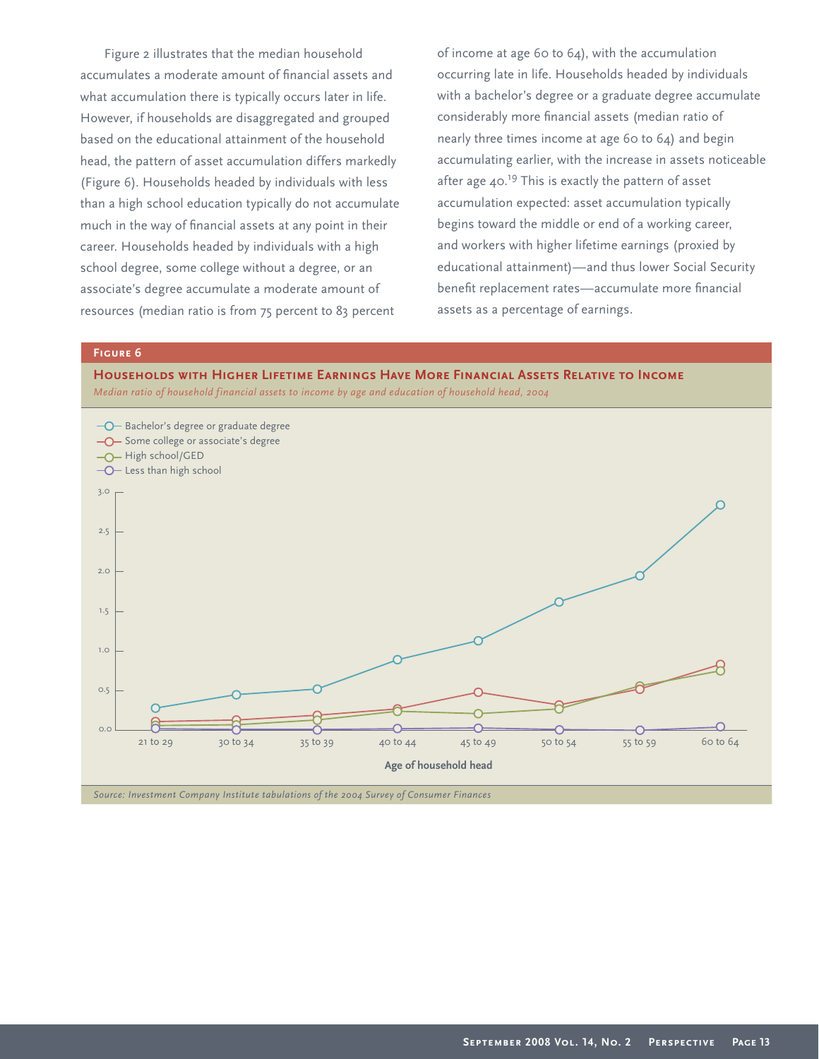Figure 2 illustrates that the median household accumulates a moderate amount of financial assets and what accumulation there is typically occurs later in life. However, if households are disaggregated and grouped based on the educational attainment of the household head, the pattern of asset accumulation differs markedly (Figure 6). Households headed by individuals with less than a high school education typically do not accumulate much in the way of financial assets at any point in their career. Households headed by individuals with a high school degree, some college without a degree, or an associate's degree accumulate a moderate amount of resources (median ratio is from 75 percent to 83 percent of income at age 60 to 64), with the accumulation occurring late in life. Households headed by individuals with a bachelor's degree or a graduate degree accumulate considerably more financial assets (median ratio of nearly three times income at age 60 to 64) and begin accumulating earlier, with the increase in assets noticeable after age 40.[19] This is exactly the pattern of asset accumulation expected: asset accumulation typically begins toward the middle or end of a working career, and workers with higher lifetime earnings (proxied by educational attainment)—and thus lower Social Security benefit replacement rates—accumulate more financial assets as a percentage of earnings.

**Figure 6**

**Households with Higher Lifetime Earnings Have More Financial Assets Relative to Income**

*Median ratio of household financial assets to income by age and education of household head, 2004*

- Bachelor's degree or graduate degree
- Some college or associate's degree
- High school/GED
- Less than high school

Age of household head: 21 to 29, 30 to 34, 35 to 39, 40 to 44, 45 to 49, 50 to 54, 55 to 59, 60 to 64

*Source: Investment Company Institute tabulations of the 2004 Survey of Consumer Finances*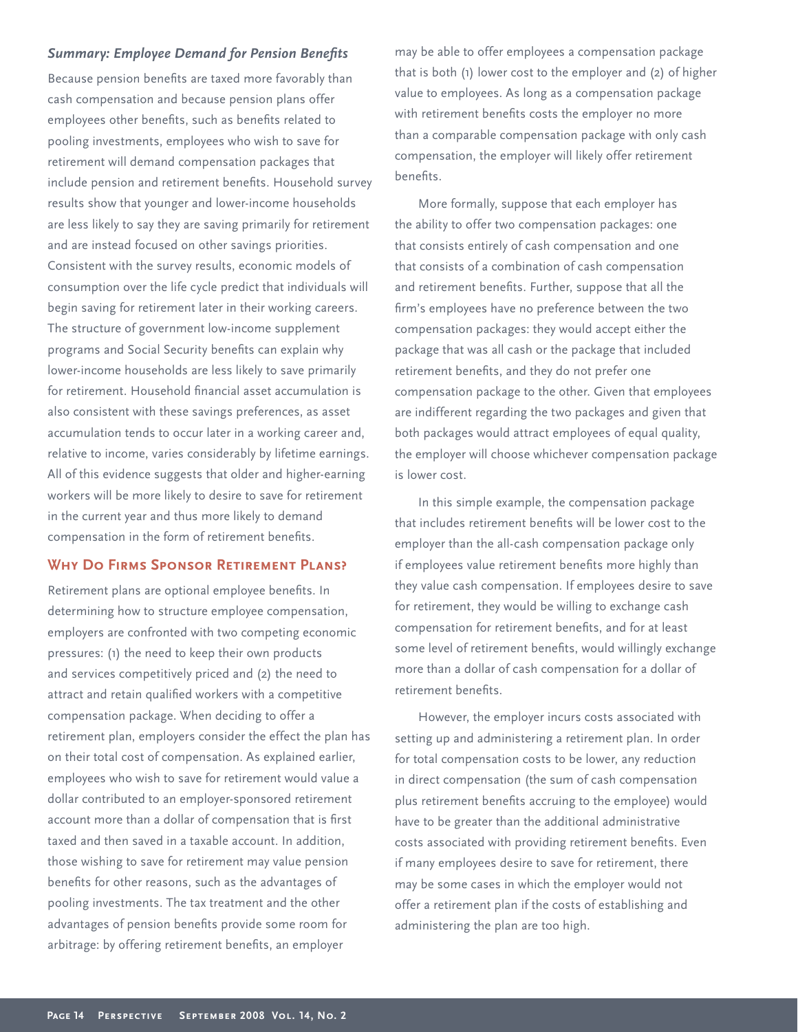### *Summary: Employee Demand for Pension Benefits*

Because pension benefits are taxed more favorably than cash compensation and because pension plans offer employees other benefits, such as benefits related to pooling investments, employees who wish to save for retirement will demand compensation packages that include pension and retirement benefits. Household survey results show that younger and lower-income households are less likely to say they are saving primarily for retirement and are instead focused on other savings priorities. Consistent with the survey results, economic models of consumption over the life cycle predict that individuals will begin saving for retirement later in their working careers. The structure of government low-income supplement programs and Social Security benefits can explain why lower-income households are less likely to save primarily for retirement. Household financial asset accumulation is also consistent with these savings preferences, as asset accumulation tends to occur later in a working career and, relative to income, varies considerably by lifetime earnings. All of this evidence suggests that older and higher-earning workers will be more likely to desire to save for retirement in the current year and thus more likely to demand compensation in the form of retirement benefits.

## Why Do Firms Sponsor Retirement Plans?

Retirement plans are optional employee benefits. In determining how to structure employee compensation, employers are confronted with two competing economic pressures: (1) the need to keep their own products and services competitively priced and (2) the need to attract and retain qualified workers with a competitive compensation package. When deciding to offer a retirement plan, employers consider the effect the plan has on their total cost of compensation. As explained earlier, employees who wish to save for retirement would value a dollar contributed to an employer-sponsored retirement account more than a dollar of compensation that is first taxed and then saved in a taxable account. In addition, those wishing to save for retirement may value pension benefits for other reasons, such as the advantages of pooling investments. The tax treatment and the other advantages of pension benefits provide some room for arbitrage: by offering retirement benefits, an employer may be able to offer employees a compensation package that is both (1) lower cost to the employer and (2) of higher value to employees. As long as a compensation package with retirement benefits costs the employer no more than a comparable compensation package with only cash compensation, the employer will likely offer retirement benefits.

More formally, suppose that each employer has the ability to offer two compensation packages: one that consists entirely of cash compensation and one that consists of a combination of cash compensation and retirement benefits. Further, suppose that all the firm's employees have no preference between the two compensation packages: they would accept either the package that was all cash or the package that included retirement benefits, and they do not prefer one compensation package to the other. Given that employees are indifferent regarding the two packages and given that both packages would attract employees of equal quality, the employer will choose whichever compensation package is lower cost.

In this simple example, the compensation package that includes retirement benefits will be lower cost to the employer than the all-cash compensation package only if employees value retirement benefits more highly than they value cash compensation. If employees desire to save for retirement, they would be willing to exchange cash compensation for retirement benefits, and for at least some level of retirement benefits, would willingly exchange more than a dollar of cash compensation for a dollar of retirement benefits.

However, the employer incurs costs associated with setting up and administering a retirement plan. In order for total compensation costs to be lower, any reduction in direct compensation (the sum of cash compensation plus retirement benefits accruing to the employee) would have to be greater than the additional administrative costs associated with providing retirement benefits. Even if many employees desire to save for retirement, there may be some cases in which the employer would not offer a retirement plan if the costs of establishing and administering the plan are too high.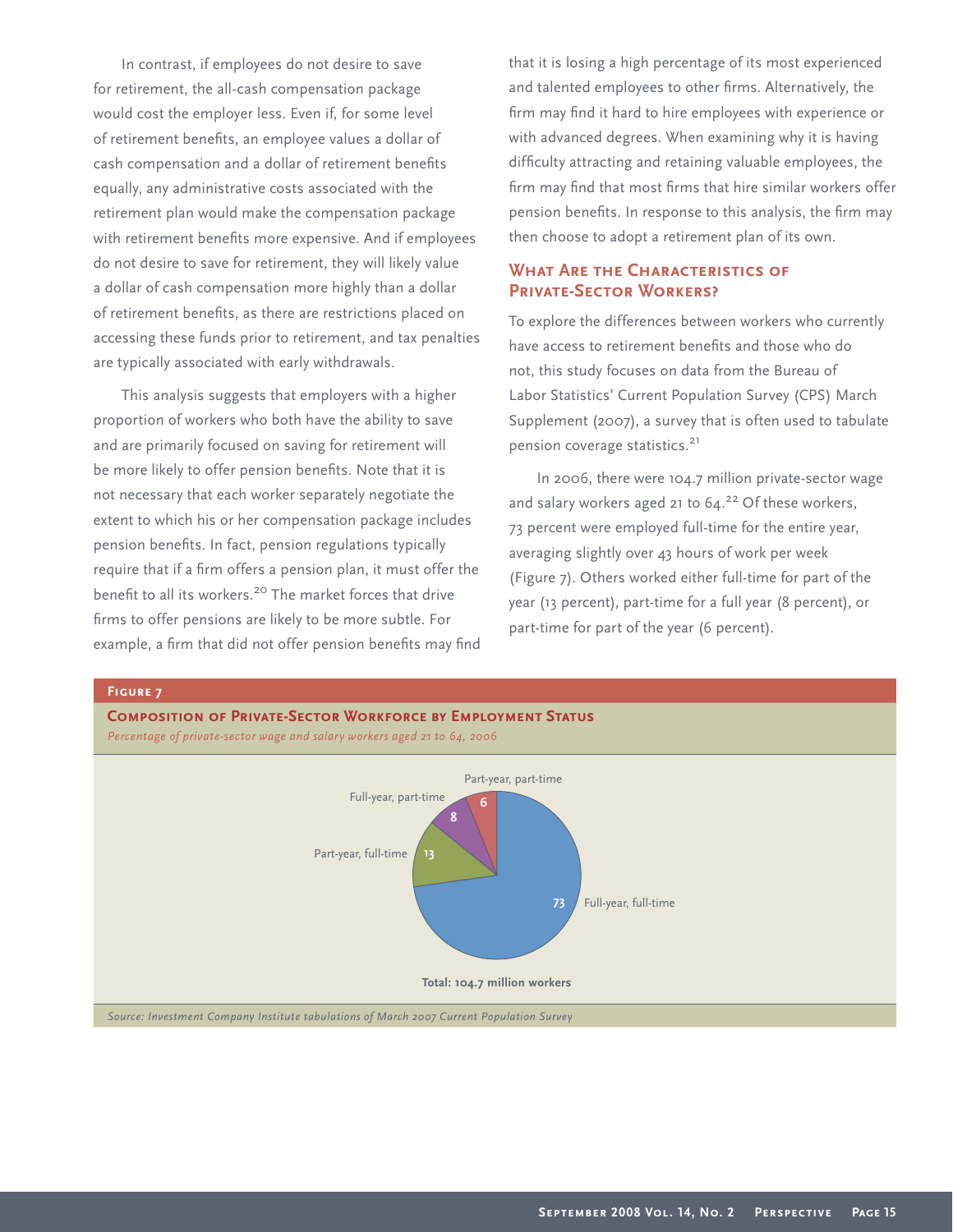In contrast, if employees do not desire to save for retirement, the all-cash compensation package would cost the employer less. Even if, for some level of retirement benefits, an employee values a dollar of cash compensation and a dollar of retirement benefits equally, any administrative costs associated with the retirement plan would make the compensation package with retirement benefits more expensive. And if employees do not desire to save for retirement, they will likely value a dollar of cash compensation more highly than a dollar of retirement benefits, as there are restrictions placed on accessing these funds prior to retirement, and tax penalties are typically associated with early withdrawals.

This analysis suggests that employers with a higher proportion of workers who both have the ability to save and are primarily focused on saving for retirement will be more likely to offer pension benefits. Note that it is not necessary that each worker separately negotiate the extent to which his or her compensation package includes pension benefits. In fact, pension regulations typically require that if a firm offers a pension plan, it must offer the benefit to all its workers.[20] The market forces that drive firms to offer pensions are likely to be more subtle. For example, a firm that did not offer pension benefits may find that it is losing a high percentage of its most experienced and talented employees to other firms. Alternatively, the firm may find it hard to hire employees with experience or with advanced degrees. When examining why it is having difficulty attracting and retaining valuable employees, the firm may find that most firms that hire similar workers offer pension benefits. In response to this analysis, the firm may then choose to adopt a retirement plan of its own.

## What Are the Characteristics of Private-Sector Workers?

To explore the differences between workers who currently have access to retirement benefits and those who do not, this study focuses on data from the Bureau of Labor Statistics' Current Population Survey (CPS) March Supplement (2007), a survey that is often used to tabulate pension coverage statistics.[21]

In 2006, there were 104.7 million private-sector wage and salary workers aged 21 to 64.[22] Of these workers, 73 percent were employed full-time for the entire year, averaging slightly over 43 hours of work per week (Figure 7). Others worked either full-time for part of the year (13 percent), part-time for a full year (8 percent), or part-time for part of the year (6 percent).

**Figure 7**

**Composition of Private-Sector Workforce by Employment Status**

*Percentage of private-sector wage and salary workers aged 21 to 64, 2006*

| Employment status | Percent |
|---|---|
| Full-year, full-time | 73 |
| Part-year, full-time | 13 |
| Full-year, part-time | 8 |
| Part-year, part-time | 6 |

**Total: 104.7 million workers**

*Source: Investment Company Institute tabulations of March 2007 Current Population Survey*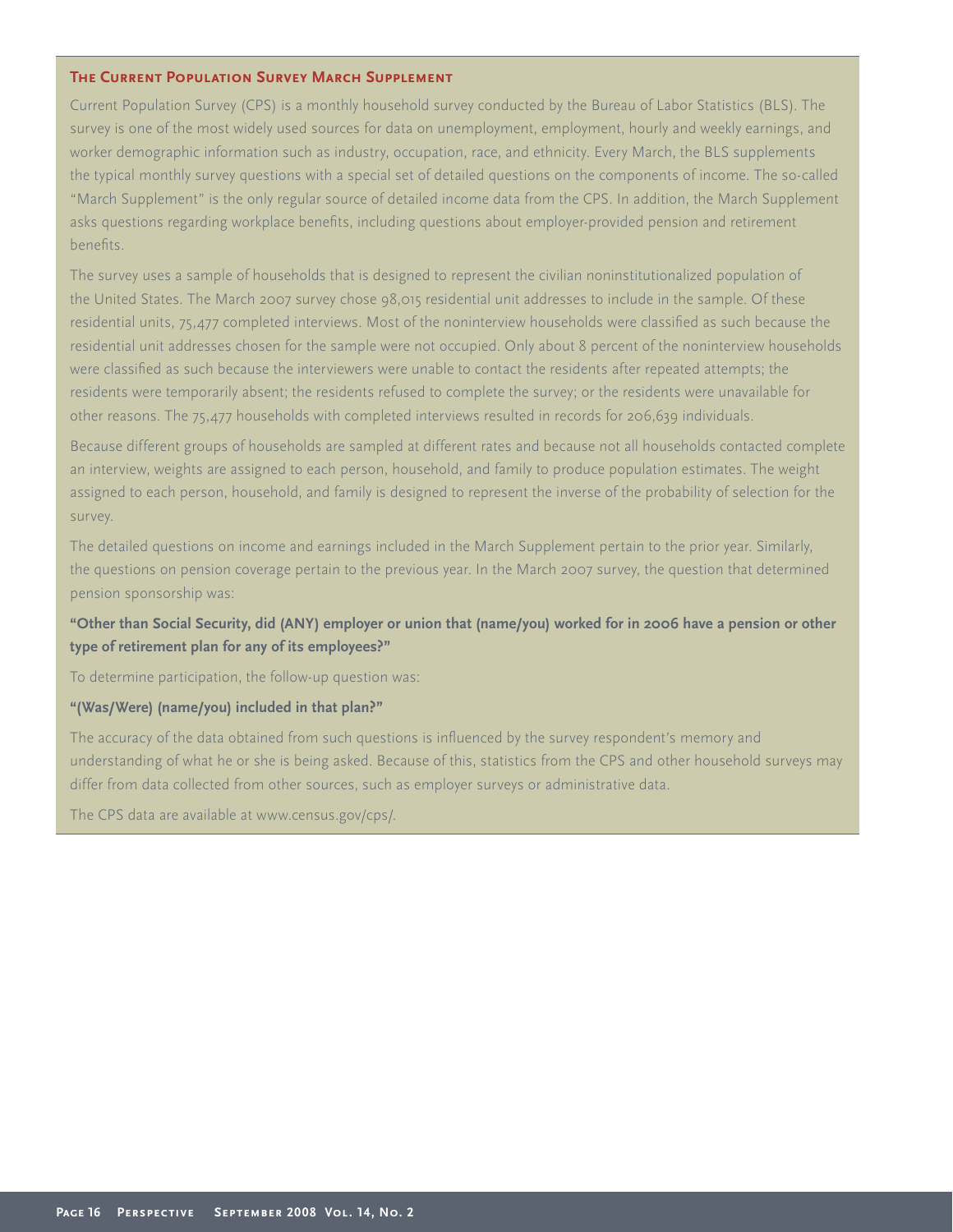## The Current Population Survey March Supplement

Current Population Survey (CPS) is a monthly household survey conducted by the Bureau of Labor Statistics (BLS). The survey is one of the most widely used sources for data on unemployment, employment, hourly and weekly earnings, and worker demographic information such as industry, occupation, race, and ethnicity. Every March, the BLS supplements the typical monthly survey questions with a special set of detailed questions on the components of income. The so-called "March Supplement" is the only regular source of detailed income data from the CPS. In addition, the March Supplement asks questions regarding workplace benefits, including questions about employer-provided pension and retirement benefits.

The survey uses a sample of households that is designed to represent the civilian noninstitutionalized population of the United States. The March 2007 survey chose 98,015 residential unit addresses to include in the sample. Of these residential units, 75,477 completed interviews. Most of the noninterview households were classified as such because the residential unit addresses chosen for the sample were not occupied. Only about 8 percent of the noninterview households were classified as such because the interviewers were unable to contact the residents after repeated attempts; the residents were temporarily absent; the residents refused to complete the survey; or the residents were unavailable for other reasons. The 75,477 households with completed interviews resulted in records for 206,639 individuals.

Because different groups of households are sampled at different rates and because not all households contacted complete an interview, weights are assigned to each person, household, and family to produce population estimates. The weight assigned to each person, household, and family is designed to represent the inverse of the probability of selection for the survey.

The detailed questions on income and earnings included in the March Supplement pertain to the prior year. Similarly, the questions on pension coverage pertain to the previous year. In the March 2007 survey, the question that determined pension sponsorship was:

**"Other than Social Security, did (ANY) employer or union that (name/you) worked for in 2006 have a pension or other type of retirement plan for any of its employees?"**

To determine participation, the follow-up question was:

**"(Was/Were) (name/you) included in that plan?"**

The accuracy of the data obtained from such questions is influenced by the survey respondent's memory and understanding of what he or she is being asked. Because of this, statistics from the CPS and other household surveys may differ from data collected from other sources, such as employer surveys or administrative data.

The CPS data are available at www.census.gov/cps/.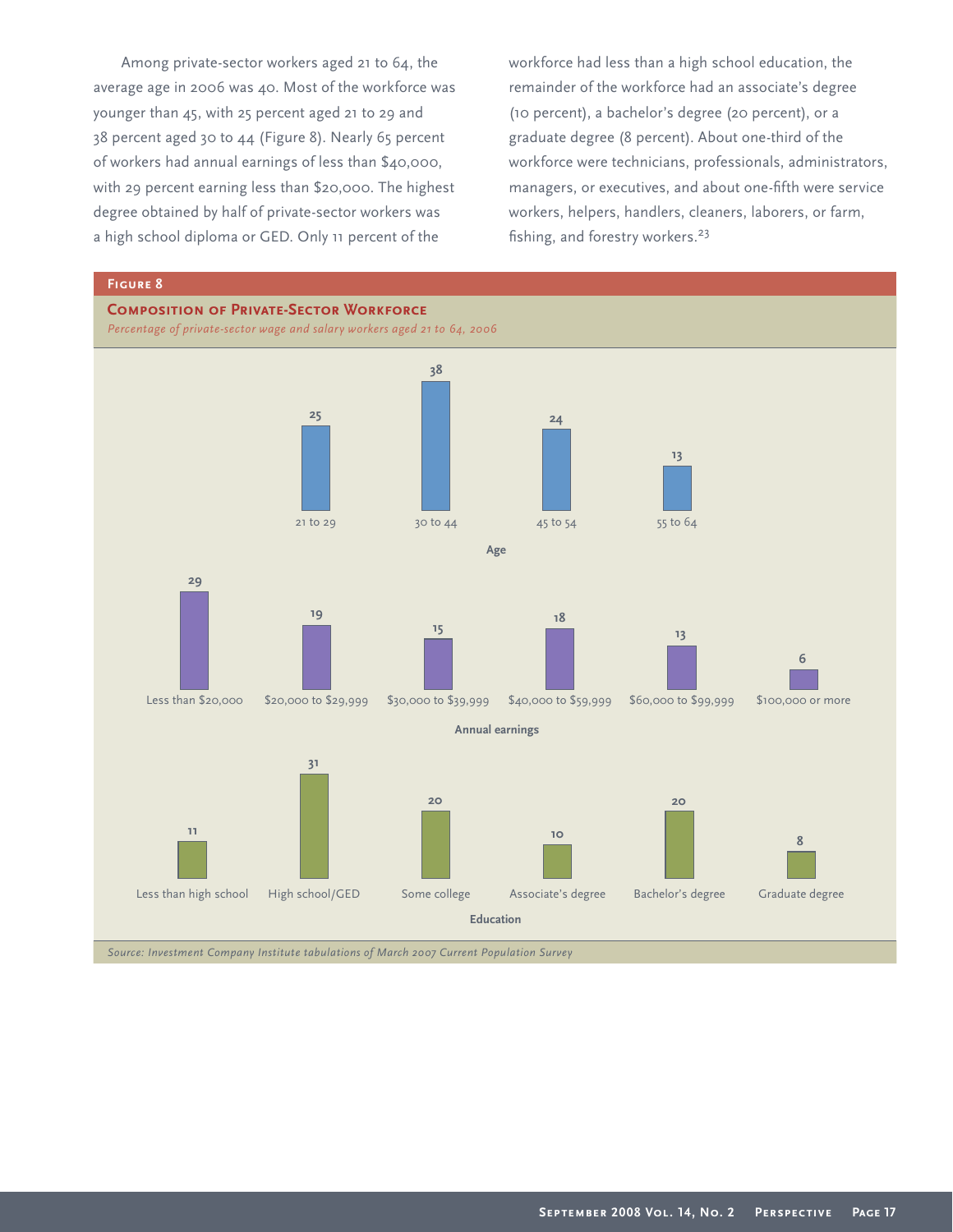Among private-sector workers aged 21 to 64, the average age in 2006 was 40. Most of the workforce was younger than 45, with 25 percent aged 21 to 29 and 38 percent aged 30 to 44 (Figure 8). Nearly 65 percent of workers had annual earnings of less than $40,000, with 29 percent earning less than $20,000. The highest degree obtained by half of private-sector workers was a high school diploma or GED. Only 11 percent of the workforce had less than a high school education, the remainder of the workforce had an associate's degree (10 percent), a bachelor's degree (20 percent), or a graduate degree (8 percent). About one-third of the workforce were technicians, professionals, administrators, managers, or executives, and about one-fifth were service workers, helpers, handlers, cleaners, laborers, or farm, fishing, and forestry workers.[23]

**Figure 8**

**Composition of Private-Sector Workforce**

*Percentage of private-sector wage and salary workers aged 21 to 64, 2006*

**Age**

| 21 to 29 | 30 to 44 | 45 to 54 | 55 to 64 |
|---|---|---|---|
| 25 | 38 | 24 | 13 |

**Annual earnings**

| Less than $20,000 | $20,000 to $29,999 | $30,000 to $39,999 | $40,000 to $59,999 | $60,000 to $99,999 | $100,000 or more |
|---|---|---|---|---|---|
| 29 | 19 | 15 | 18 | 13 | 6 |

**Education**

| Less than high school | High school/GED | Some college | Associate's degree | Bachelor's degree | Graduate degree |
|---|---|---|---|---|---|
| 11 | 31 | 20 | 10 | 20 | 8 |

*Source: Investment Company Institute tabulations of March 2007 Current Population Survey*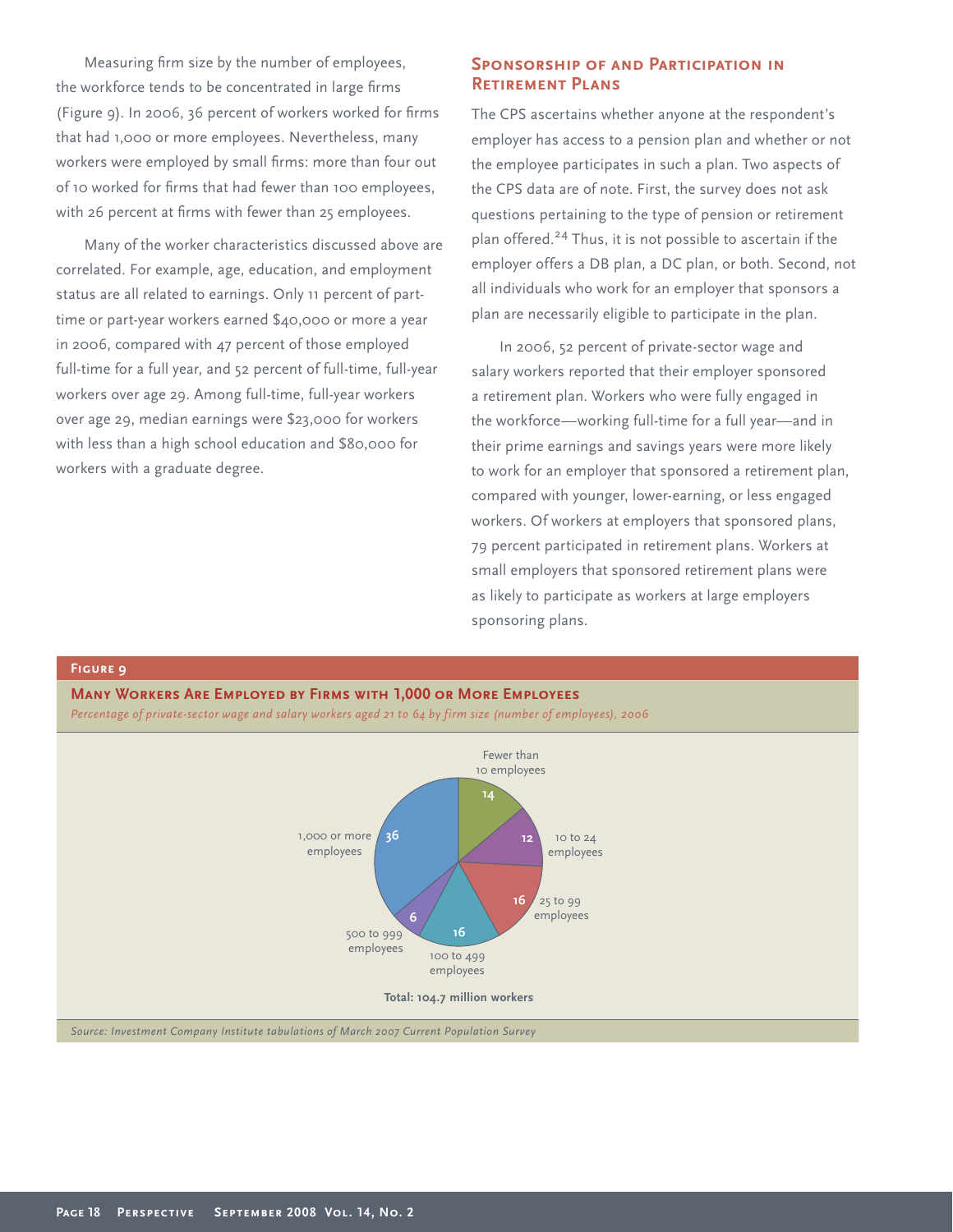Measuring firm size by the number of employees, the workforce tends to be concentrated in large firms (Figure 9). In 2006, 36 percent of workers worked for firms that had 1,000 or more employees. Nevertheless, many workers were employed by small firms: more than four out of 10 worked for firms that had fewer than 100 employees, with 26 percent at firms with fewer than 25 employees.

Many of the worker characteristics discussed above are correlated. For example, age, education, and employment status are all related to earnings. Only 11 percent of part-time or part-year workers earned $40,000 or more a year in 2006, compared with 47 percent of those employed full-time for a full year, and 52 percent of full-time, full-year workers over age 29. Among full-time, full-year workers over age 29, median earnings were $23,000 for workers with less than a high school education and $80,000 for workers with a graduate degree.

## Sponsorship of and Participation in Retirement Plans

The CPS ascertains whether anyone at the respondent's employer has access to a pension plan and whether or not the employee participates in such a plan. Two aspects of the CPS data are of note. First, the survey does not ask questions pertaining to the type of pension or retirement plan offered.[24] Thus, it is not possible to ascertain if the employer offers a DB plan, a DC plan, or both. Second, not all individuals who work for an employer that sponsors a plan are necessarily eligible to participate in the plan.

In 2006, 52 percent of private-sector wage and salary workers reported that their employer sponsored a retirement plan. Workers who were fully engaged in the workforce—working full-time for a full year—and in their prime earnings and savings years were more likely to work for an employer that sponsored a retirement plan, compared with younger, lower-earning, or less engaged workers. Of workers at employers that sponsored plans, 79 percent participated in retirement plans. Workers at small employers that sponsored retirement plans were as likely to participate as workers at large employers sponsoring plans.

**Figure 9**

**Many Workers Are Employed by Firms with 1,000 or More Employees**

*Percentage of private-sector wage and salary workers aged 21 to 64 by firm size (number of employees), 2006*

| Firm size | Percent |
|---|---|
| Fewer than 10 employees | 14 |
| 10 to 24 employees | 12 |
| 25 to 99 employees | 16 |
| 100 to 499 employees | 16 |
| 500 to 999 employees | 6 |
| 1,000 or more employees | 36 |

**Total: 104.7 million workers**

*Source: Investment Company Institute tabulations of March 2007 Current Population Survey*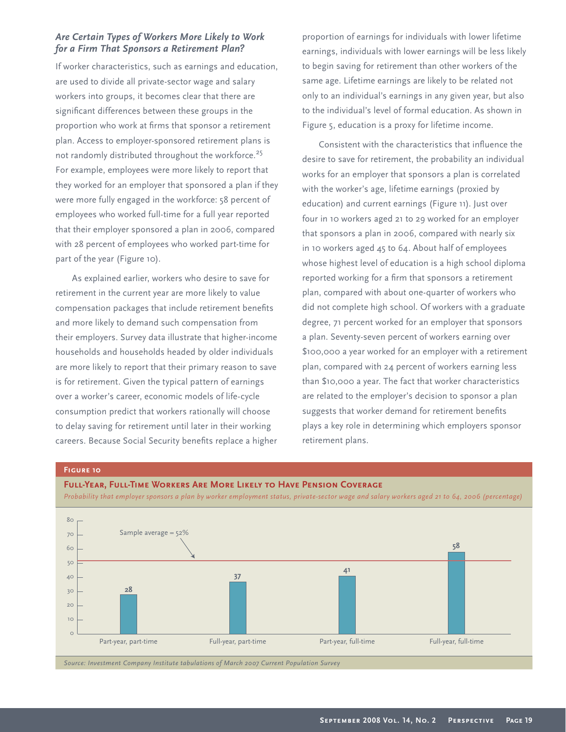### *Are Certain Types of Workers More Likely to Work for a Firm That Sponsors a Retirement Plan?*

If worker characteristics, such as earnings and education, are used to divide all private-sector wage and salary workers into groups, it becomes clear that there are significant differences between these groups in the proportion who work at firms that sponsor a retirement plan. Access to employer-sponsored retirement plans is not randomly distributed throughout the workforce.[25] For example, employees were more likely to report that they worked for an employer that sponsored a plan if they were more fully engaged in the workforce: 58 percent of employees who worked full-time for a full year reported that their employer sponsored a plan in 2006, compared with 28 percent of employees who worked part-time for part of the year (Figure 10).

As explained earlier, workers who desire to save for retirement in the current year are more likely to value compensation packages that include retirement benefits and more likely to demand such compensation from their employers. Survey data illustrate that higher-income households and households headed by older individuals are more likely to report that their primary reason to save is for retirement. Given the typical pattern of earnings over a worker's career, economic models of life-cycle consumption predict that workers rationally will choose to delay saving for retirement until later in their working careers. Because Social Security benefits replace a higher proportion of earnings for individuals with lower lifetime earnings, individuals with lower earnings will be less likely to begin saving for retirement than other workers of the same age. Lifetime earnings are likely to be related not only to an individual's earnings in any given year, but also to the individual's level of formal education. As shown in Figure 5, education is a proxy for lifetime income.

Consistent with the characteristics that influence the desire to save for retirement, the probability an individual works for an employer that sponsors a plan is correlated with the worker's age, lifetime earnings (proxied by education) and current earnings (Figure 11). Just over four in 10 workers aged 21 to 29 worked for an employer that sponsors a plan in 2006, compared with nearly six in 10 workers aged 45 to 64. About half of employees whose highest level of education is a high school diploma reported working for a firm that sponsors a retirement plan, compared with about one-quarter of workers who did not complete high school. Of workers with a graduate degree, 71 percent worked for an employer that sponsors a plan. Seventy-seven percent of workers earning over $100,000 a year worked for an employer with a retirement plan, compared with 24 percent of workers earning less than $10,000 a year. The fact that worker characteristics are related to the employer's decision to sponsor a plan suggests that worker demand for retirement benefits plays a key role in determining which employers sponsor retirement plans.

**Figure 10**

**Full-Year, Full-Time Workers Are More Likely to Have Pension Coverage**

*Probability that employer sponsors a plan by worker employment status, private-sector wage and salary workers aged 21 to 64, 2006 (percentage)*

| Employment status | Percentage |
|---|---|
| Part-year, part-time | 28 |
| Full-year, part-time | 37 |
| Part-year, full-time | 41 |
| Full-year, full-time | 58 |

Sample average = 52%

*Source: Investment Company Institute tabulations of March 2007 Current Population Survey*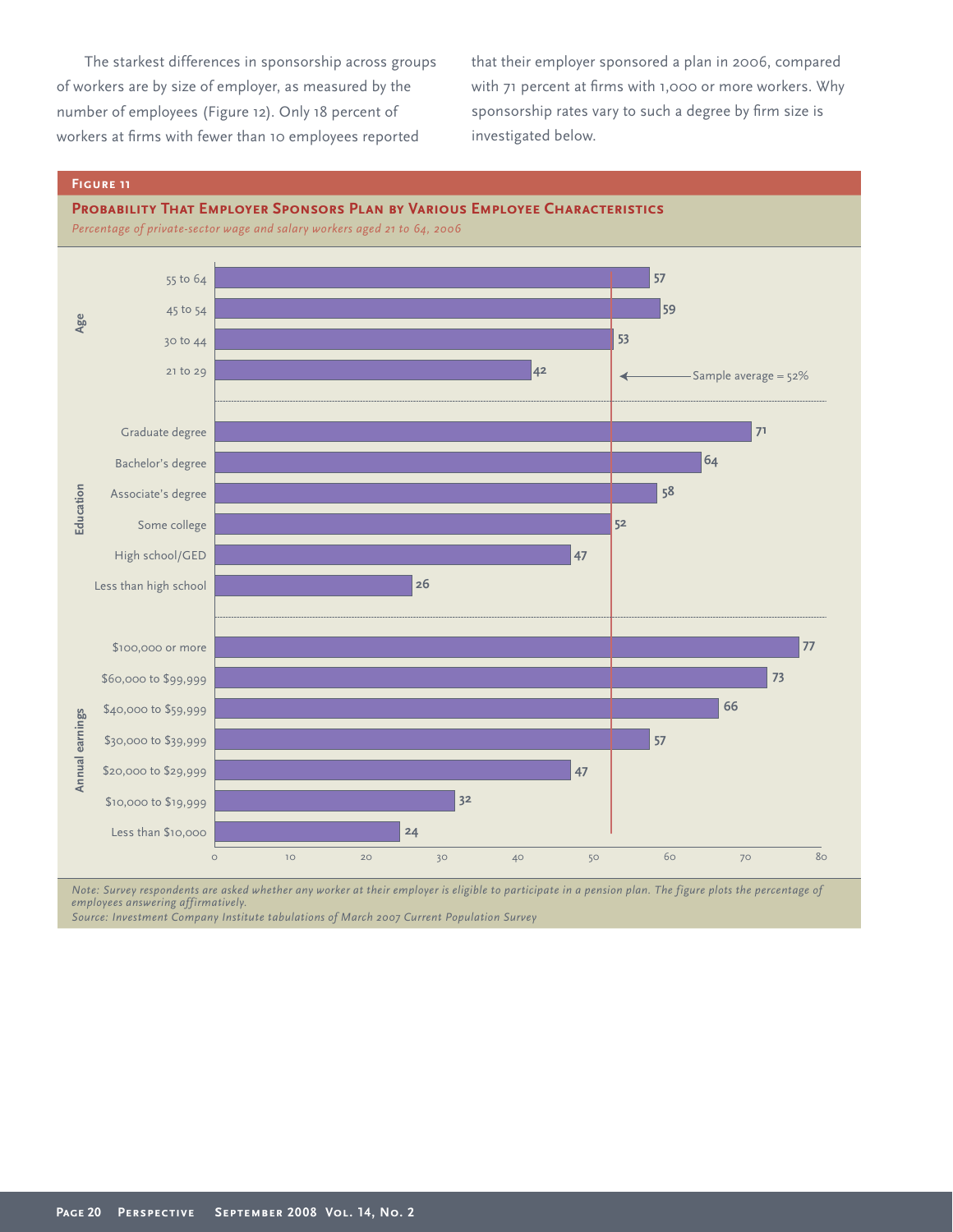The starkest differences in sponsorship across groups of workers are by size of employer, as measured by the number of employees (Figure 12). Only 18 percent of workers at firms with fewer than 10 employees reported that their employer sponsored a plan in 2006, compared with 71 percent at firms with 1,000 or more workers. Why sponsorship rates vary to such a degree by firm size is investigated below.

**Figure 11**

**Probability That Employer Sponsors Plan by Various Employee Characteristics**

*Percentage of private-sector wage and salary workers aged 21 to 64, 2006*

| Category | Group | Percent |
|---|---|---|
| Age | 55 to 64 | 57 |
| | 45 to 54 | 59 |
| | 30 to 44 | 53 |
| | 21 to 29 | 42 |
| Education | Graduate degree | 71 |
| | Bachelor's degree | 64 |
| | Associate's degree | 58 |
| | Some college | 52 |
| | High school/GED | 47 |
| | Less than high school | 26 |
| Annual earnings | $100,000 or more | 77 |
| | $60,000 to $99,999 | 73 |
| | $40,000 to $59,999 | 66 |
| | $30,000 to $39,999 | 57 |
| | $20,000 to $29,999 | 47 |
| | $10,000 to $19,999 | 32 |
| | Less than $10,000 | 24 |

Sample average = 52%

*Note: Survey respondents are asked whether any worker at their employer is eligible to participate in a pension plan. The figure plots the percentage of employees answering affirmatively.*

*Source: Investment Company Institute tabulations of March 2007 Current Population Survey*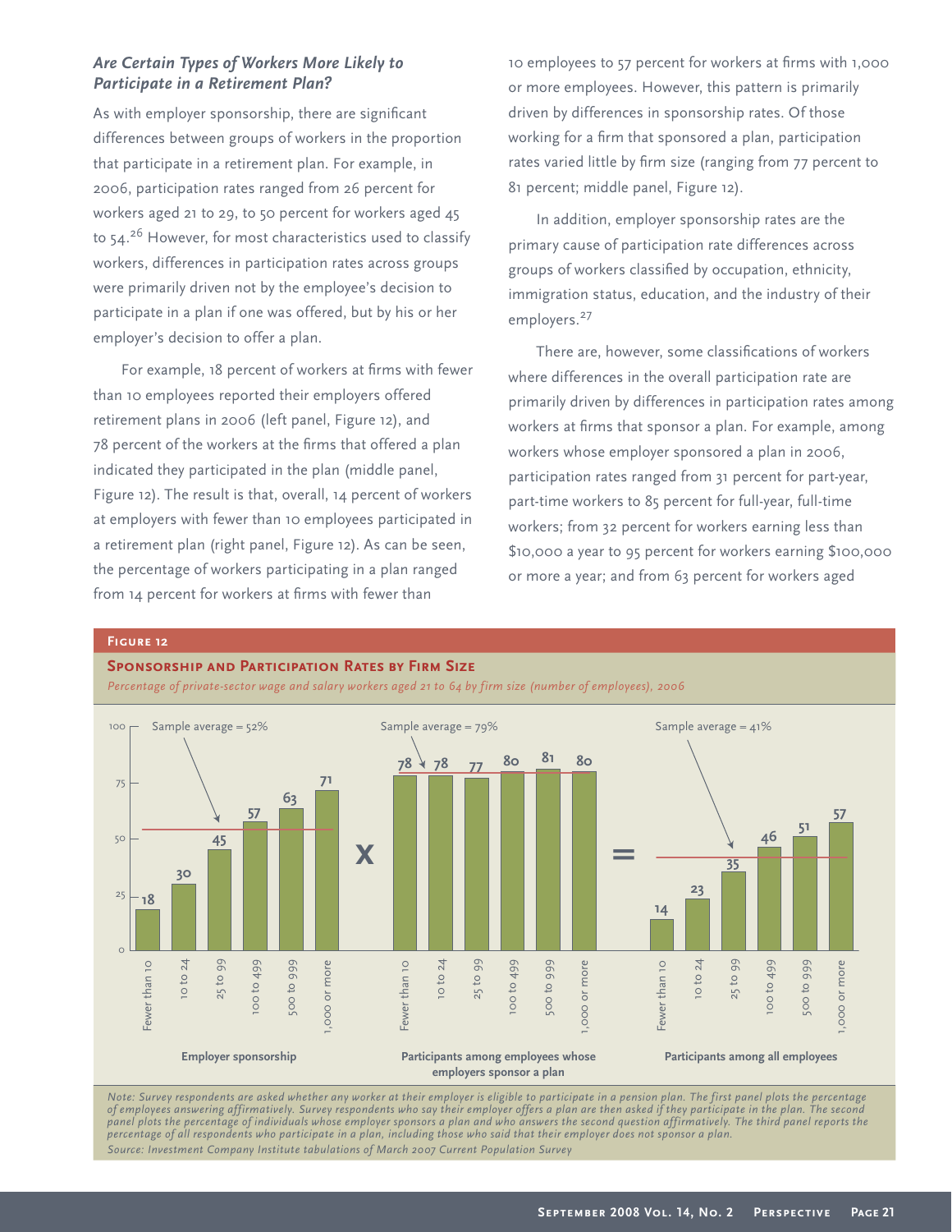### *Are Certain Types of Workers More Likely to Participate in a Retirement Plan?*

As with employer sponsorship, there are significant differences between groups of workers in the proportion that participate in a retirement plan. For example, in 2006, participation rates ranged from 26 percent for workers aged 21 to 29, to 50 percent for workers aged 45 to 54.[26] However, for most characteristics used to classify workers, differences in participation rates across groups were primarily driven not by the employee's decision to participate in a plan if one was offered, but by his or her employer's decision to offer a plan.

For example, 18 percent of workers at firms with fewer than 10 employees reported their employers offered retirement plans in 2006 (left panel, Figure 12), and 78 percent of the workers at the firms that offered a plan indicated they participated in the plan (middle panel, Figure 12). The result is that, overall, 14 percent of workers at employers with fewer than 10 employees participated in a retirement plan (right panel, Figure 12). As can be seen, the percentage of workers participating in a plan ranged from 14 percent for workers at firms with fewer than 10 employees to 57 percent for workers at firms with 1,000 or more employees. However, this pattern is primarily driven by differences in sponsorship rates. Of those working for a firm that sponsored a plan, participation rates varied little by firm size (ranging from 77 percent to 81 percent; middle panel, Figure 12).

In addition, employer sponsorship rates are the primary cause of participation rate differences across groups of workers classified by occupation, ethnicity, immigration status, education, and the industry of their employers.[27]

There are, however, some classifications of workers where differences in the overall participation rate are primarily driven by differences in participation rates among workers at firms that sponsor a plan. For example, among workers whose employer sponsored a plan in 2006, participation rates ranged from 31 percent for part-year, part-time workers to 85 percent for full-year, full-time workers; from 32 percent for workers earning less than $10,000 a year to 95 percent for workers earning $100,000 or more a year; and from 63 percent for workers aged

**Figure 12**

**Sponsorship and Participation Rates by Firm Size**

*Percentage of private-sector wage and salary workers aged 21 to 64 by firm size (number of employees), 2006*

| Firm size | Employer sponsorship | Participants among employees whose employers sponsor a plan | Participants among all employees |
|---|---|---|---|
| Fewer than 10 | 18 | 78 | 14 |
| 10 to 24 | 30 | 78 | 23 |
| 25 to 99 | 45 | 77 | 35 |
| 100 to 499 | 57 | 80 | 46 |
| 500 to 999 | 63 | 81 | 51 |
| 1,000 or more | 71 | 80 | 57 |
| Sample average | 52% | 79% | 41% |

*Note: Survey respondents are asked whether any worker at their employer is eligible to participate in a pension plan. The first panel plots the percentage of employees answering affirmatively. Survey respondents who say their employer offers a plan are then asked if they participate in the plan. The second panel plots the percentage of individuals whose employer sponsors a plan and who answers the second question affirmatively. The third panel reports the percentage of all respondents who participate in a plan, including those who said that their employer does not sponsor a plan.*

*Source: Investment Company Institute tabulations of March 2007 Current Population Survey*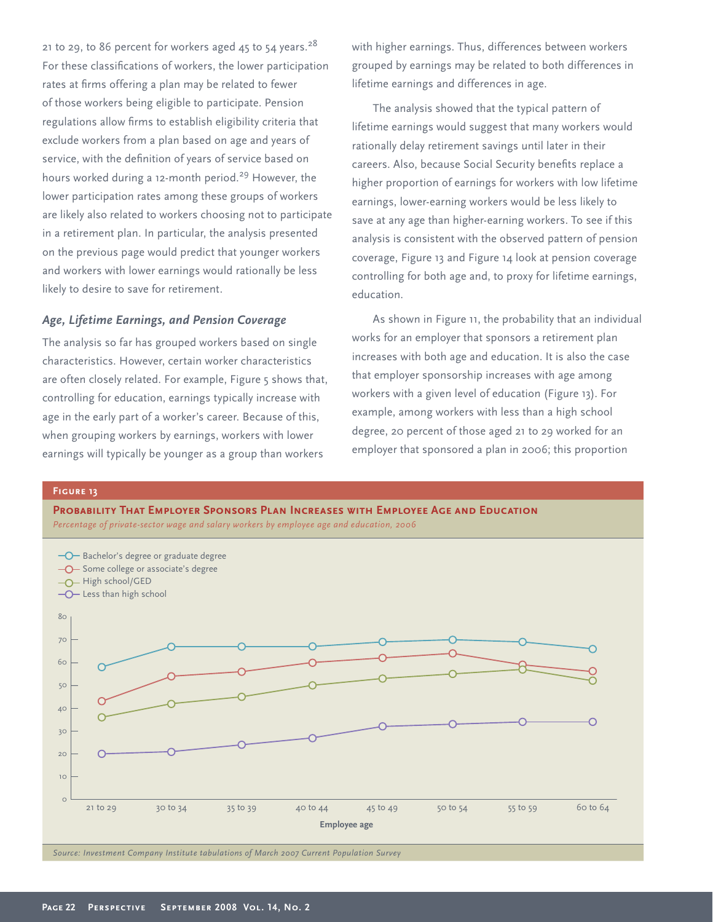21 to 29, to 86 percent for workers aged 45 to 54 years.[28] For these classifications of workers, the lower participation rates at firms offering a plan may be related to fewer of those workers being eligible to participate. Pension regulations allow firms to establish eligibility criteria that exclude workers from a plan based on age and years of service, with the definition of years of service based on hours worked during a 12-month period.[29] However, the lower participation rates among these groups of workers are likely also related to workers choosing not to participate in a retirement plan. In particular, the analysis presented on the previous page would predict that younger workers and workers with lower earnings would rationally be less likely to desire to save for retirement.

### *Age, Lifetime Earnings, and Pension Coverage*

The analysis so far has grouped workers based on single characteristics. However, certain worker characteristics are often closely related. For example, Figure 5 shows that, controlling for education, earnings typically increase with age in the early part of a worker's career. Because of this, when grouping workers by earnings, workers with lower earnings will typically be younger as a group than workers with higher earnings. Thus, differences between workers grouped by earnings may be related to both differences in lifetime earnings and differences in age.

The analysis showed that the typical pattern of lifetime earnings would suggest that many workers would rationally delay retirement savings until later in their careers. Also, because Social Security benefits replace a higher proportion of earnings for workers with low lifetime earnings, lower-earning workers would be less likely to save at any age than higher-earning workers. To see if this analysis is consistent with the observed pattern of pension coverage, Figure 13 and Figure 14 look at pension coverage controlling for both age and, to proxy for lifetime earnings, education.

As shown in Figure 11, the probability that an individual works for an employer that sponsors a retirement plan increases with both age and education. It is also the case that employer sponsorship increases with age among workers with a given level of education (Figure 13). For example, among workers with less than a high school degree, 20 percent of those aged 21 to 29 worked for an employer that sponsored a plan in 2006; this proportion

**Figure 13**

**Probability That Employer Sponsors Plan Increases with Employee Age and Education**

*Percentage of private-sector wage and salary workers by employee age and education, 2006*

| Employee age | Bachelor's degree or graduate degree | Some college or associate's degree | High school/GED | Less than high school |
|---|---|---|---|---|
| 21 to 29 | 58 | 43 | 36 | 20 |
| 30 to 34 | 67 | 54 | 42 | 21 |
| 35 to 39 | 67 | 56 | 45 | 24 |
| 40 to 44 | 67 | 60 | 50 | 27 |
| 45 to 49 | 69 | 62 | 53 | 32 |
| 50 to 54 | 70 | 64 | 55 | 33 |
| 55 to 59 | 69 | 59 | 57 | 34 |
| 60 to 64 | 66 | 56 | 52 | 34 |

*Source: Investment Company Institute tabulations of March 2007 Current Population Survey*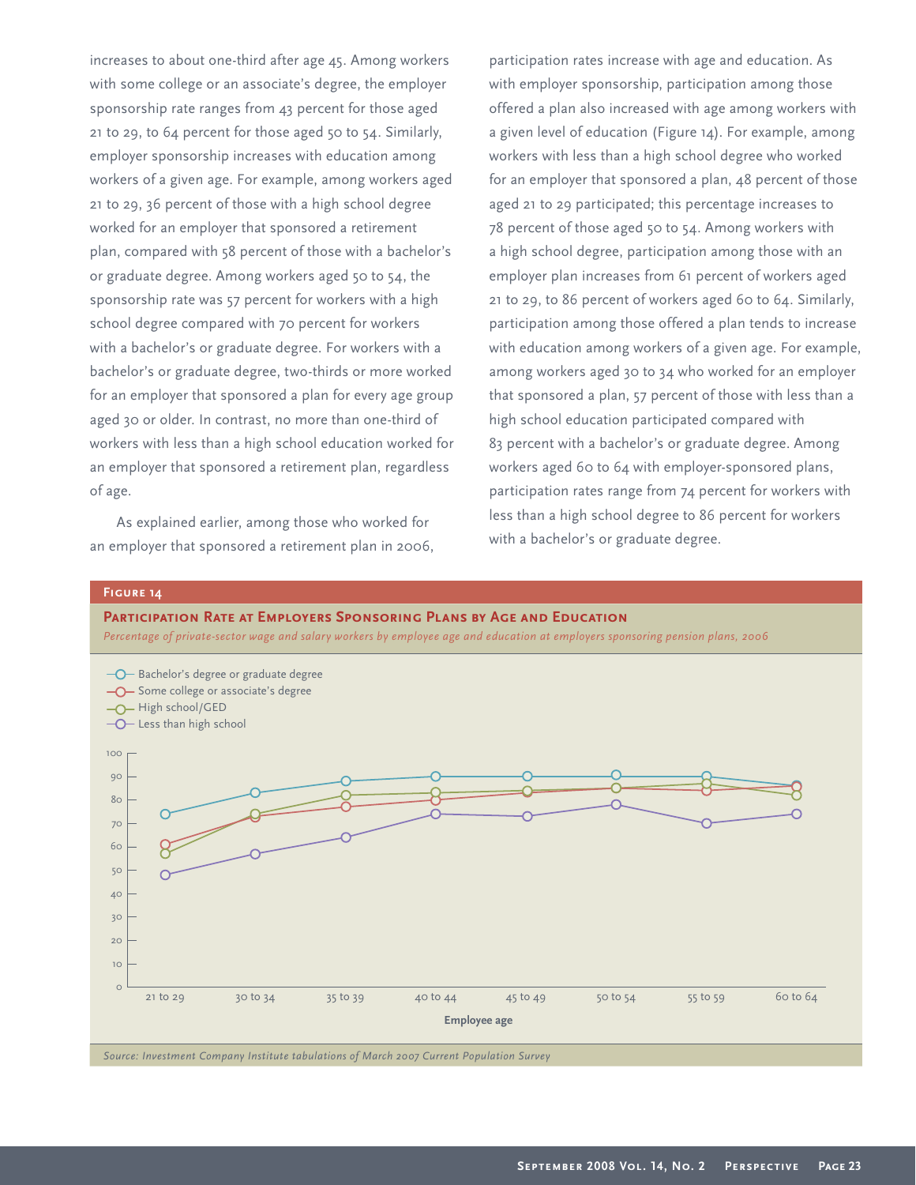increases to about one-third after age 45. Among workers with some college or an associate's degree, the employer sponsorship rate ranges from 43 percent for those aged 21 to 29, to 64 percent for those aged 50 to 54. Similarly, employer sponsorship increases with education among workers of a given age. For example, among workers aged 21 to 29, 36 percent of those with a high school degree worked for an employer that sponsored a retirement plan, compared with 58 percent of those with a bachelor's or graduate degree. Among workers aged 50 to 54, the sponsorship rate was 57 percent for workers with a high school degree compared with 70 percent for workers with a bachelor's or graduate degree. For workers with a bachelor's or graduate degree, two-thirds or more worked for an employer that sponsored a plan for every age group aged 30 or older. In contrast, no more than one-third of workers with less than a high school education worked for an employer that sponsored a retirement plan, regardless of age.

As explained earlier, among those who worked for an employer that sponsored a retirement plan in 2006, participation rates increase with age and education. As with employer sponsorship, participation among those offered a plan also increased with age among workers with a given level of education (Figure 14). For example, among workers with less than a high school degree who worked for an employer that sponsored a plan, 48 percent of those aged 21 to 29 participated; this percentage increases to 78 percent of those aged 50 to 54. Among workers with a high school degree, participation among those with an employer plan increases from 61 percent of workers aged 21 to 29, to 86 percent of workers aged 60 to 64. Similarly, participation among those offered a plan tends to increase with education among workers of a given age. For example, among workers aged 30 to 34 who worked for an employer that sponsored a plan, 57 percent of those with less than a high school education participated compared with 83 percent with a bachelor's or graduate degree. Among workers aged 60 to 64 with employer-sponsored plans, participation rates range from 74 percent for workers with less than a high school degree to 86 percent for workers with a bachelor's or graduate degree.

**Figure 14**

**Participation Rate at Employers Sponsoring Plans by Age and Education**

*Percentage of private-sector wage and salary workers by employee age and education at employers sponsoring pension plans, 2006*

*Source: Investment Company Institute tabulations of March 2007 Current Population Survey*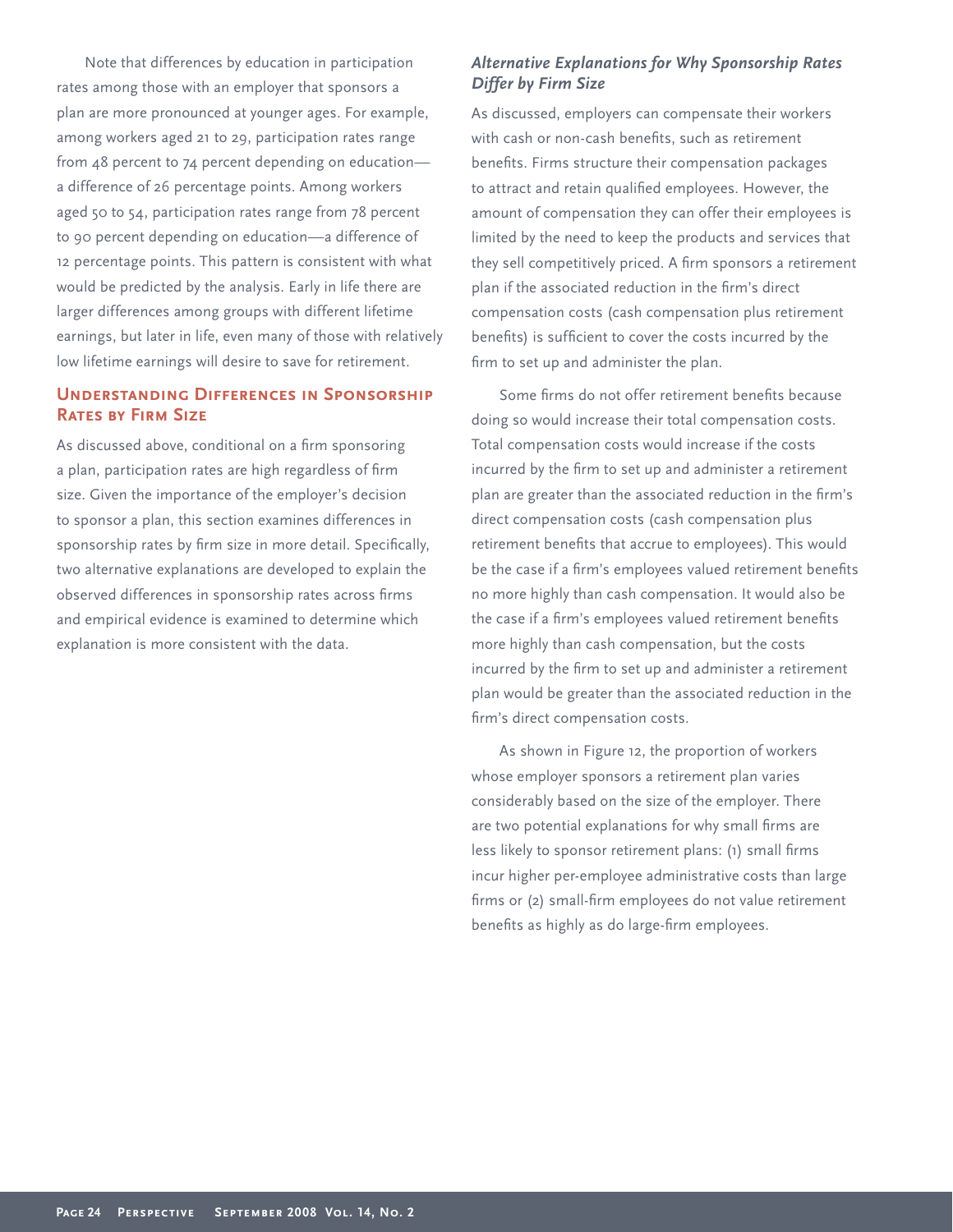Note that differences by education in participation rates among those with an employer that sponsors a plan are more pronounced at younger ages. For example, among workers aged 21 to 29, participation rates range from 48 percent to 74 percent depending on education—a difference of 26 percentage points. Among workers aged 50 to 54, participation rates range from 78 percent to 90 percent depending on education—a difference of 12 percentage points. This pattern is consistent with what would be predicted by the analysis. Early in life there are larger differences among groups with different lifetime earnings, but later in life, even many of those with relatively low lifetime earnings will desire to save for retirement.

## Understanding Differences in Sponsorship Rates by Firm Size

As discussed above, conditional on a firm sponsoring a plan, participation rates are high regardless of firm size. Given the importance of the employer's decision to sponsor a plan, this section examines differences in sponsorship rates by firm size in more detail. Specifically, two alternative explanations are developed to explain the observed differences in sponsorship rates across firms and empirical evidence is examined to determine which explanation is more consistent with the data.

### *Alternative Explanations for Why Sponsorship Rates Differ by Firm Size*

As discussed, employers can compensate their workers with cash or non-cash benefits, such as retirement benefits. Firms structure their compensation packages to attract and retain qualified employees. However, the amount of compensation they can offer their employees is limited by the need to keep the products and services that they sell competitively priced. A firm sponsors a retirement plan if the associated reduction in the firm's direct compensation costs (cash compensation plus retirement benefits) is sufficient to cover the costs incurred by the firm to set up and administer the plan.

Some firms do not offer retirement benefits because doing so would increase their total compensation costs. Total compensation costs would increase if the costs incurred by the firm to set up and administer a retirement plan are greater than the associated reduction in the firm's direct compensation costs (cash compensation plus retirement benefits that accrue to employees). This would be the case if a firm's employees valued retirement benefits no more highly than cash compensation. It would also be the case if a firm's employees valued retirement benefits more highly than cash compensation, but the costs incurred by the firm to set up and administer a retirement plan would be greater than the associated reduction in the firm's direct compensation costs.

As shown in Figure 12, the proportion of workers whose employer sponsors a retirement plan varies considerably based on the size of the employer. There are two potential explanations for why small firms are less likely to sponsor retirement plans: (1) small firms incur higher per-employee administrative costs than large firms or (2) small-firm employees do not value retirement benefits as highly as do large-firm employees.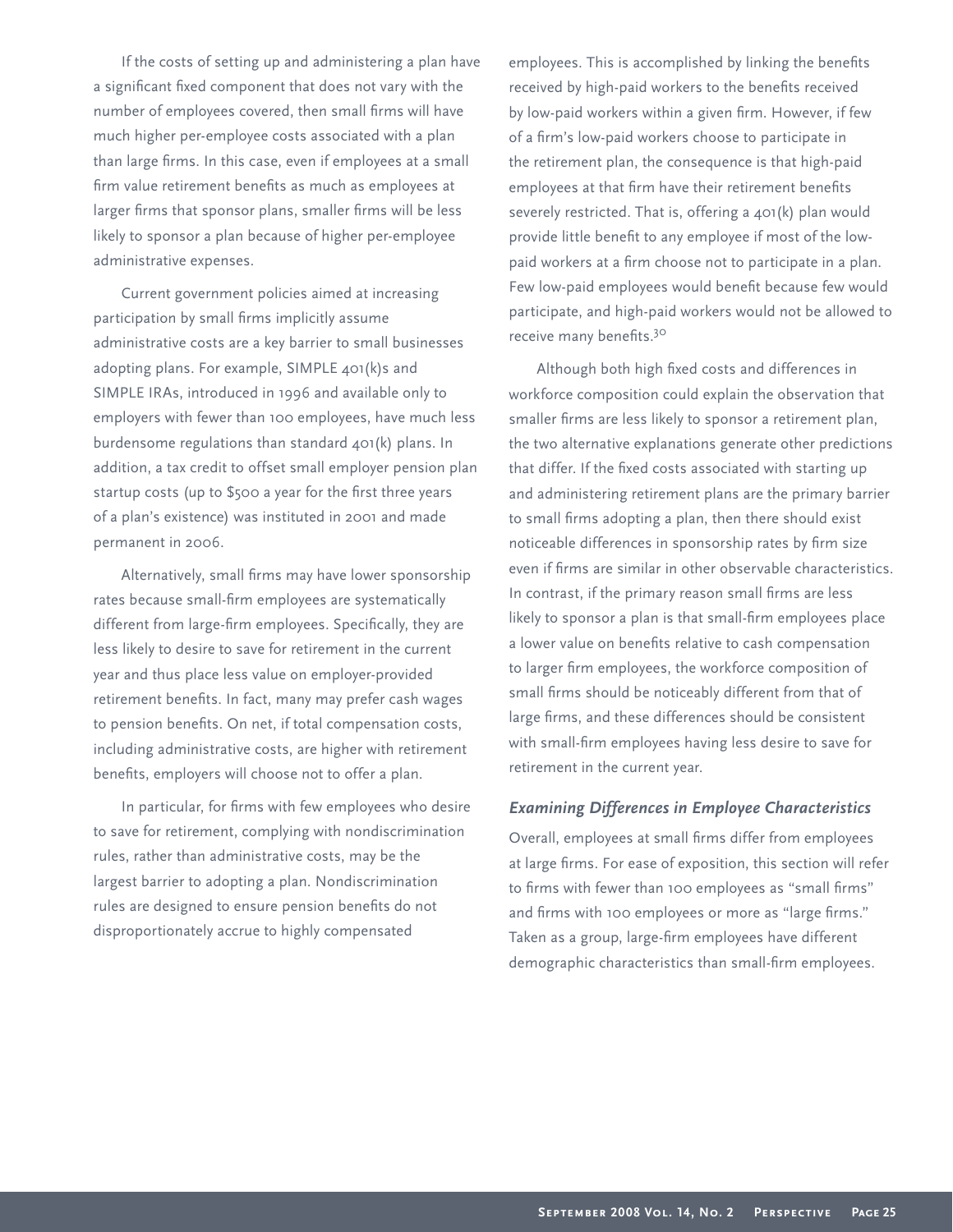If the costs of setting up and administering a plan have a significant fixed component that does not vary with the number of employees covered, then small firms will have much higher per-employee costs associated with a plan than large firms. In this case, even if employees at a small firm value retirement benefits as much as employees at larger firms that sponsor plans, smaller firms will be less likely to sponsor a plan because of higher per-employee administrative expenses.

Current government policies aimed at increasing participation by small firms implicitly assume administrative costs are a key barrier to small businesses adopting plans. For example, SIMPLE 401(k)s and SIMPLE IRAs, introduced in 1996 and available only to employers with fewer than 100 employees, have much less burdensome regulations than standard 401(k) plans. In addition, a tax credit to offset small employer pension plan startup costs (up to $500 a year for the first three years of a plan's existence) was instituted in 2001 and made permanent in 2006.

Alternatively, small firms may have lower sponsorship rates because small-firm employees are systematically different from large-firm employees. Specifically, they are less likely to desire to save for retirement in the current year and thus place less value on employer-provided retirement benefits. In fact, many may prefer cash wages to pension benefits. On net, if total compensation costs, including administrative costs, are higher with retirement benefits, employers will choose not to offer a plan.

In particular, for firms with few employees who desire to save for retirement, complying with nondiscrimination rules, rather than administrative costs, may be the largest barrier to adopting a plan. Nondiscrimination rules are designed to ensure pension benefits do not disproportionately accrue to highly compensated employees. This is accomplished by linking the benefits received by high-paid workers to the benefits received by low-paid workers within a given firm. However, if few of a firm's low-paid workers choose to participate in the retirement plan, the consequence is that high-paid employees at that firm have their retirement benefits severely restricted. That is, offering a 401(k) plan would provide little benefit to any employee if most of the low-paid workers at a firm choose not to participate in a plan. Few low-paid employees would benefit because few would participate, and high-paid workers would not be allowed to receive many benefits.[30]

Although both high fixed costs and differences in workforce composition could explain the observation that smaller firms are less likely to sponsor a retirement plan, the two alternative explanations generate other predictions that differ. If the fixed costs associated with starting up and administering retirement plans are the primary barrier to small firms adopting a plan, then there should exist noticeable differences in sponsorship rates by firm size even if firms are similar in other observable characteristics. In contrast, if the primary reason small firms are less likely to sponsor a plan is that small-firm employees place a lower value on benefits relative to cash compensation to larger firm employees, the workforce composition of small firms should be noticeably different from that of large firms, and these differences should be consistent with small-firm employees having less desire to save for retirement in the current year.

### *Examining Differences in Employee Characteristics*

Overall, employees at small firms differ from employees at large firms. For ease of exposition, this section will refer to firms with fewer than 100 employees as "small firms" and firms with 100 employees or more as "large firms." Taken as a group, large-firm employees have different demographic characteristics than small-firm employees.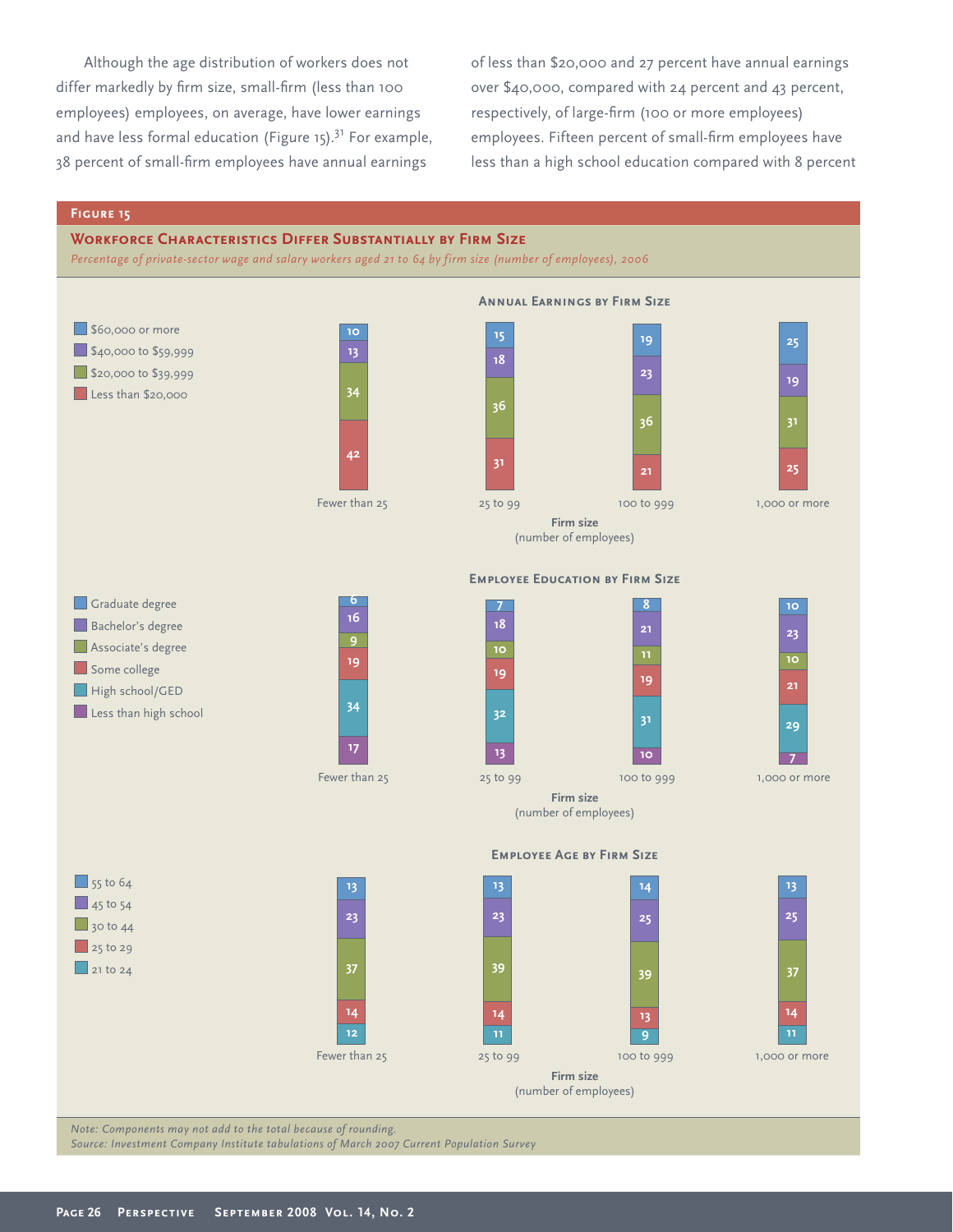Although the age distribution of workers does not differ markedly by firm size, small-firm (less than 100 employees) employees, on average, have lower earnings and have less formal education (Figure 15).[31] For example, 38 percent of small-firm employees have annual earnings of less than $20,000 and 27 percent have annual earnings over $40,000, compared with 24 percent and 43 percent, respectively, of large-firm (100 or more employees) employees. Fifteen percent of small-firm employees have less than a high school education compared with 8 percent

**Figure 15**

**Workforce Characteristics Differ Substantially by Firm Size**

*Percentage of private-sector wage and salary workers aged 21 to 64 by firm size (number of employees), 2006*

**Annual Earnings by Firm Size**

| Annual earnings | Fewer than 25 | 25 to 99 | 100 to 999 | 1,000 or more |
|---|---|---|---|---|
| $60,000 or more | 10 | 15 | 19 | 25 |
| $40,000 to $59,999 | 13 | 18 | 23 | 19 |
| $20,000 to $39,999 | 34 | 36 | 36 | 31 |
| Less than $20,000 | 42 | 31 | 21 | 25 |

Firm size (number of employees)

**Employee Education by Firm Size**

| Education | Fewer than 25 | 25 to 99 | 100 to 999 | 1,000 or more |
|---|---|---|---|---|
| Graduate degree | 6 | 7 | 8 | 10 |
| Bachelor's degree | 16 | 18 | 21 | 23 |
| Associate's degree | 9 | 10 | 11 | 10 |
| Some college | 19 | 19 | 19 | 21 |
| High school/GED | 34 | 32 | 31 | 29 |
| Less than high school | 17 | 13 | 10 | 7 |

Firm size (number of employees)

**Employee Age by Firm Size**

| Age | Fewer than 25 | 25 to 99 | 100 to 999 | 1,000 or more |
|---|---|---|---|---|
| 55 to 64 | 13 | 13 | 14 | 13 |
| 45 to 54 | 23 | 23 | 25 | 25 |
| 30 to 44 | 37 | 39 | 39 | 37 |
| 25 to 29 | 14 | 14 | 13 | 14 |
| 21 to 24 | 12 | 11 | 9 | 11 |

Firm size (number of employees)

*Note: Components may not add to the total because of rounding.*
*Source: Investment Company Institute tabulations of March 2007 Current Population Survey*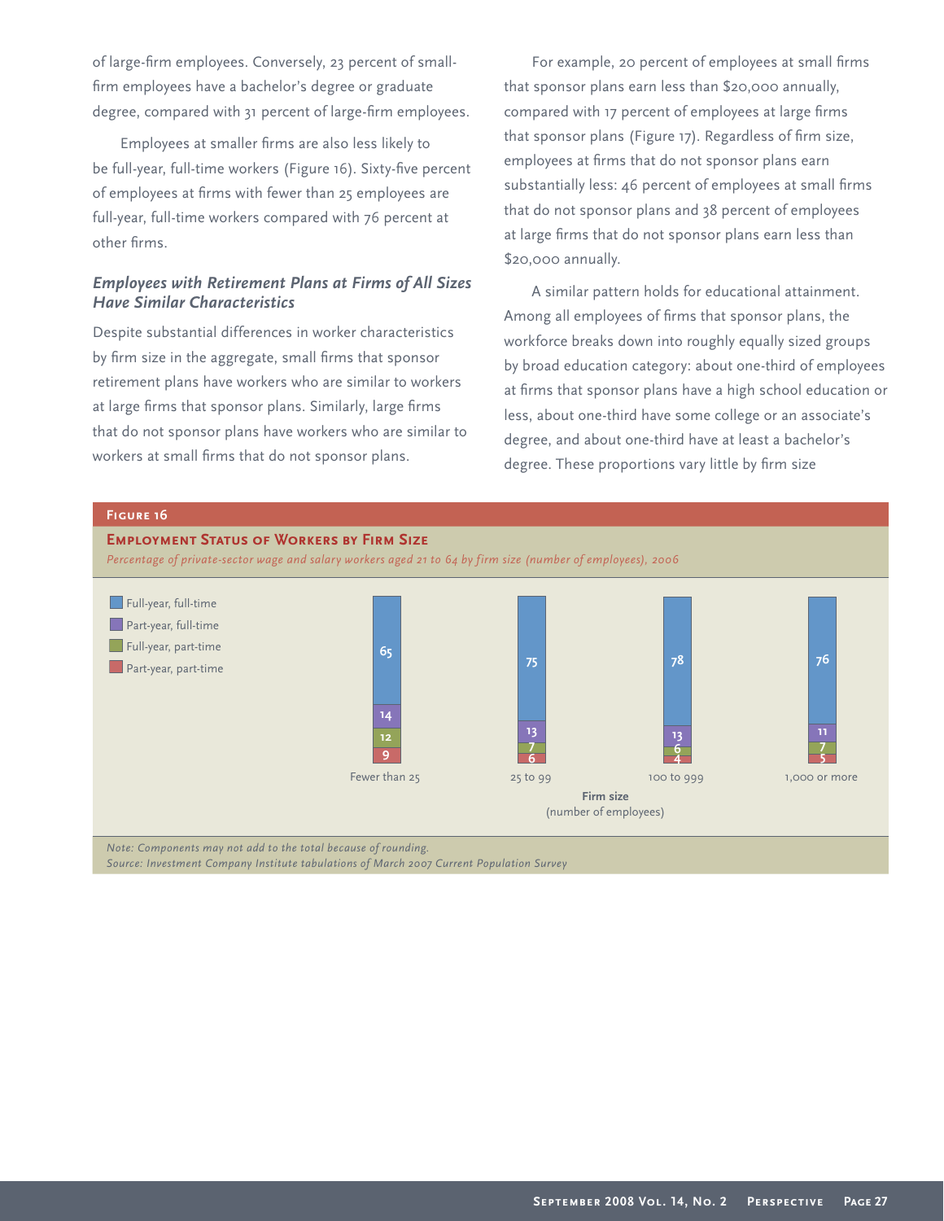of large-firm employees. Conversely, 23 percent of small-firm employees have a bachelor's degree or graduate degree, compared with 31 percent of large-firm employees.

Employees at smaller firms are also less likely to be full-year, full-time workers (Figure 16). Sixty-five percent of employees at firms with fewer than 25 employees are full-year, full-time workers compared with 76 percent at other firms.

### *Employees with Retirement Plans at Firms of All Sizes Have Similar Characteristics*

Despite substantial differences in worker characteristics by firm size in the aggregate, small firms that sponsor retirement plans have workers who are similar to workers at large firms that sponsor plans. Similarly, large firms that do not sponsor plans have workers who are similar to workers at small firms that do not sponsor plans.

For example, 20 percent of employees at small firms that sponsor plans earn less than $20,000 annually, compared with 17 percent of employees at large firms that sponsor plans (Figure 17). Regardless of firm size, employees at firms that do not sponsor plans earn substantially less: 46 percent of employees at small firms that do not sponsor plans and 38 percent of employees at large firms that do not sponsor plans earn less than $20,000 annually.

A similar pattern holds for educational attainment. Among all employees of firms that sponsor plans, the workforce breaks down into roughly equally sized groups by broad education category: about one-third of employees at firms that sponsor plans have a high school education or less, about one-third have some college or an associate's degree, and about one-third have at least a bachelor's degree. These proportions vary little by firm size

**Figure 16**

**Employment Status of Workers by Firm Size**

*Percentage of private-sector wage and salary workers aged 21 to 64 by firm size (number of employees), 2006*

| Firm size (number of employees) | Full-year, full-time | Part-year, full-time | Full-year, part-time | Part-year, part-time |
|---|---|---|---|---|
| Fewer than 25 | 65 | 14 | 12 | 9 |
| 25 to 99 | 75 | 13 | 7 | 6 |
| 100 to 999 | 78 | 13 | 6 | 4 |
| 1,000 or more | 76 | 11 | 7 | 5 |

*Note: Components may not add to the total because of rounding.*
*Source: Investment Company Institute tabulations of March 2007 Current Population Survey*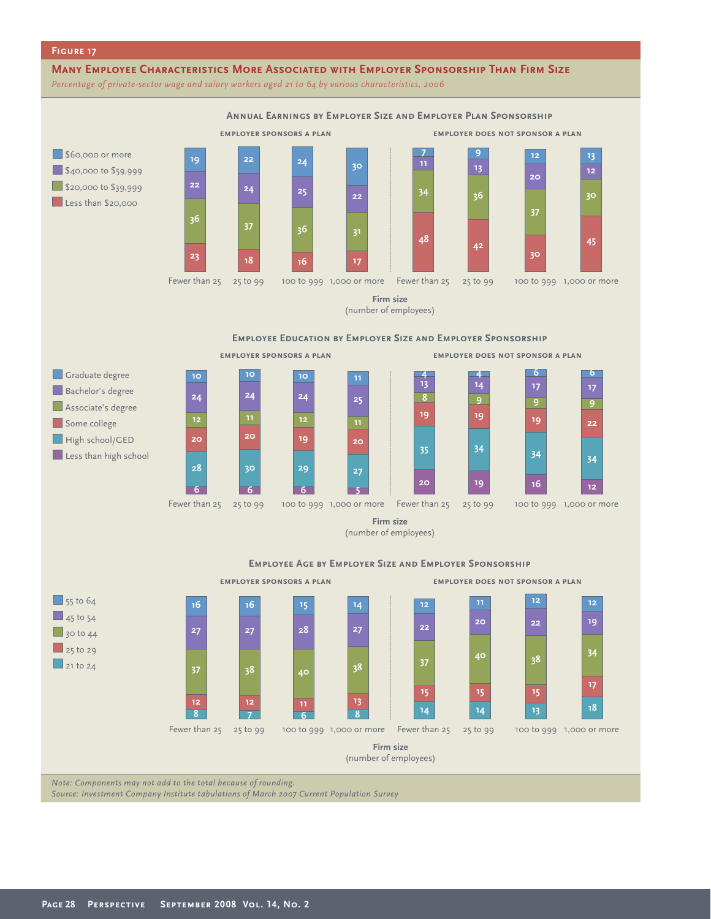## Figure 17

### Many Employee Characteristics More Associated with Employer Sponsorship Than Firm Size

*Percentage of private-sector wage and salary workers aged 21 to 64 by various characteristics, 2006*

#### Annual Earnings by Employer Size and Employer Plan Sponsorship

| Firm size (number of employees) | Employer sponsors a plan: Fewer than 25 | 25 to 99 | 100 to 999 | 1,000 or more | Employer does not sponsor a plan: Fewer than 25 | 25 to 99 | 100 to 999 | 1,000 or more |
|---|---|---|---|---|---|---|---|---|
| $60,000 or more | 19 | 22 | 24 | 30 | 7 | 9 | 12 | 13 |
| $40,000 to $59,999 | 22 | 24 | 25 | 22 | 11 | 13 | 20 | 12 |
| $20,000 to $39,999 | 36 | 37 | 36 | 31 | 34 | 36 | 37 | 30 |
| Less than $20,000 | 23 | 18 | 16 | 17 | 48 | 42 | 30 | 45 |

#### Employee Education by Employer Size and Employer Sponsorship

| Firm size (number of employees) | Employer sponsors a plan: Fewer than 25 | 25 to 99 | 100 to 999 | 1,000 or more | Employer does not sponsor a plan: Fewer than 25 | 25 to 99 | 100 to 999 | 1,000 or more |
|---|---|---|---|---|---|---|---|---|
| Graduate degree | 10 | 10 | 10 | 11 | 4 | 4 | 6 | 6 |
| Bachelor's degree | 24 | 24 | 24 | 25 | 13 | 14 | 17 | 17 |
| Associate's degree | 12 | 11 | 12 | 11 | 8 | 9 | 9 | 9 |
| Some college | 20 | 20 | 19 | 20 | 19 | 19 | 19 | 22 |
| High school/GED | 28 | 30 | 29 | 27 | 35 | 34 | 34 | 34 |
| Less than high school | 6 | 6 | 6 | 5 | 20 | 19 | 16 | 12 |

#### Employee Age by Employer Size and Employer Sponsorship

| Firm size (number of employees) | Employer sponsors a plan: Fewer than 25 | 25 to 99 | 100 to 999 | 1,000 or more | Employer does not sponsor a plan: Fewer than 25 | 25 to 99 | 100 to 999 | 1,000 or more |
|---|---|---|---|---|---|---|---|---|
| 55 to 64 | 16 | 16 | 15 | 14 | 12 | 11 | 12 | 12 |
| 45 to 54 | 27 | 27 | 28 | 27 | 22 | 20 | 22 | 19 |
| 30 to 44 | 37 | 38 | 40 | 38 | 37 | 40 | 38 | 34 |
| 25 to 29 | 12 | 12 | 11 | 13 | 15 | 15 | 15 | 17 |
| 21 to 24 | 8 | 7 | 6 | 8 | 14 | 14 | 13 | 18 |

*Note: Components may not add to the total because of rounding.*
*Source: Investment Company Institute tabulations of March 2007 Current Population Survey*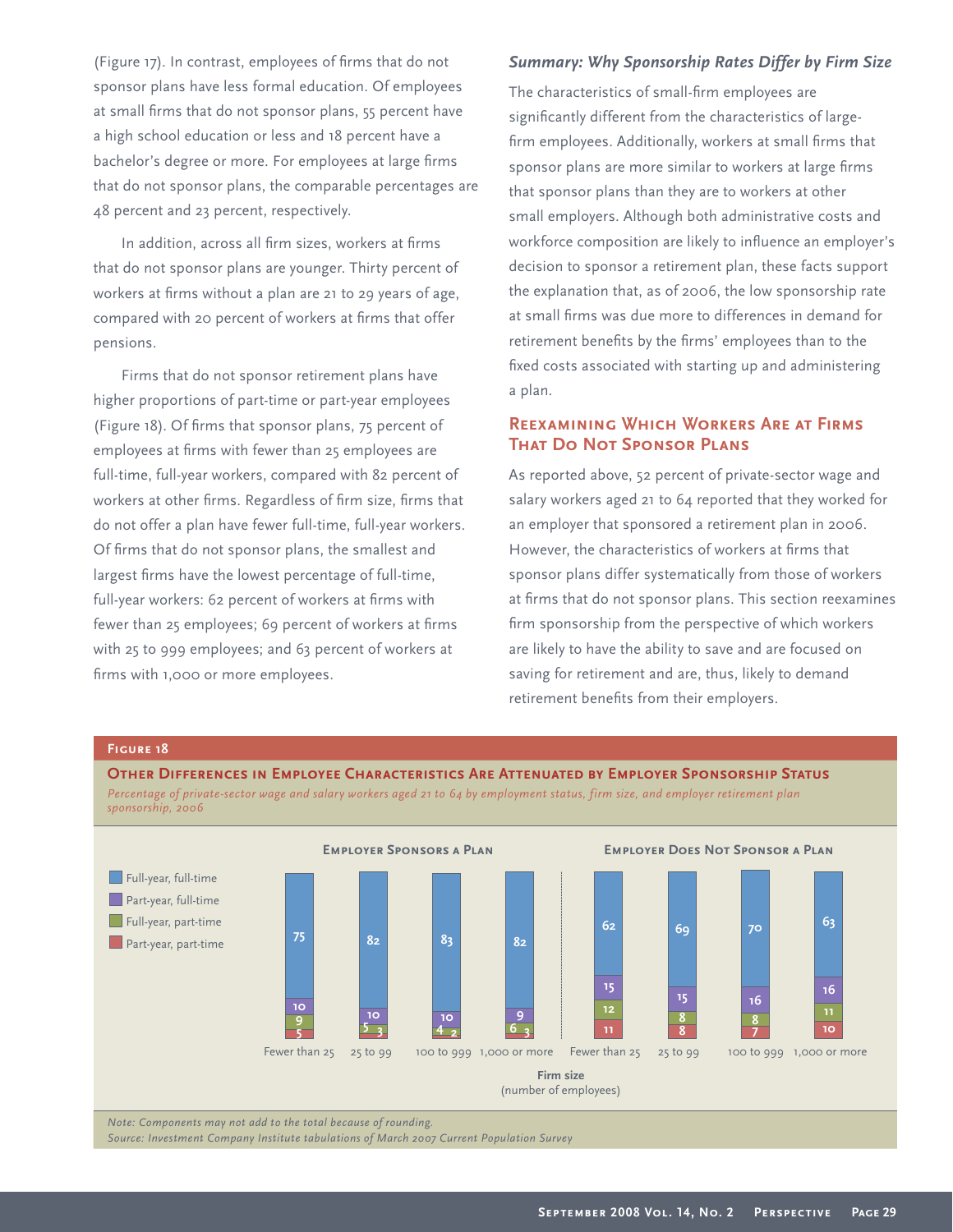(Figure 17). In contrast, employees of firms that do not sponsor plans have less formal education. Of employees at small firms that do not sponsor plans, 55 percent have a high school education or less and 18 percent have a bachelor's degree or more. For employees at large firms that do not sponsor plans, the comparable percentages are 48 percent and 23 percent, respectively.

In addition, across all firm sizes, workers at firms that do not sponsor plans are younger. Thirty percent of workers at firms without a plan are 21 to 29 years of age, compared with 20 percent of workers at firms that offer pensions.

Firms that do not sponsor retirement plans have higher proportions of part-time or part-year employees (Figure 18). Of firms that sponsor plans, 75 percent of employees at firms with fewer than 25 employees are full-time, full-year workers, compared with 82 percent of workers at other firms. Regardless of firm size, firms that do not offer a plan have fewer full-time, full-year workers. Of firms that do not sponsor plans, the smallest and largest firms have the lowest percentage of full-time, full-year workers: 62 percent of workers at firms with fewer than 25 employees; 69 percent of workers at firms with 25 to 999 employees; and 63 percent of workers at firms with 1,000 or more employees.

### *Summary: Why Sponsorship Rates Differ by Firm Size*

The characteristics of small-firm employees are significantly different from the characteristics of large-firm employees. Additionally, workers at small firms that sponsor plans are more similar to workers at large firms that sponsor plans than they are to workers at other small employers. Although both administrative costs and workforce composition are likely to influence an employer's decision to sponsor a retirement plan, these facts support the explanation that, as of 2006, the low sponsorship rate at small firms was due more to differences in demand for retirement benefits by the firms' employees than to the fixed costs associated with starting up and administering a plan.

## Reexamining Which Workers Are at Firms That Do Not Sponsor Plans

As reported above, 52 percent of private-sector wage and salary workers aged 21 to 64 reported that they worked for an employer that sponsored a retirement plan in 2006. However, the characteristics of workers at firms that sponsor plans differ systematically from those of workers at firms that do not sponsor plans. This section reexamines firm sponsorship from the perspective of which workers are likely to have the ability to save and are focused on saving for retirement and are, thus, likely to demand retirement benefits from their employers.

**Figure 18**

**Other Differences in Employee Characteristics Are Attenuated by Employer Sponsorship Status**

*Percentage of private-sector wage and salary workers aged 21 to 64 by employment status, firm size, and employer retirement plan sponsorship, 2006*

| Firm size (number of employees) | Employer Sponsors a Plan | | | | Employer Does Not Sponsor a Plan | | | |
|---|---|---|---|---|---|---|---|---|
| | Fewer than 25 | 25 to 99 | 100 to 999 | 1,000 or more | Fewer than 25 | 25 to 99 | 100 to 999 | 1,000 or more |
| Full-year, full-time | 75 | 82 | 83 | 82 | 62 | 69 | 70 | 63 |
| Part-year, full-time | 10 | 10 | 10 | 9 | 15 | 15 | 16 | 16 |
| Full-year, part-time | 9 | 5 | 4 | 6 | 12 | 8 | 8 | 11 |
| Part-year, part-time | 5 | 3 | 2 | 3 | 11 | 8 | 7 | 10 |

*Note: Components may not add to the total because of rounding.*
*Source: Investment Company Institute tabulations of March 2007 Current Population Survey*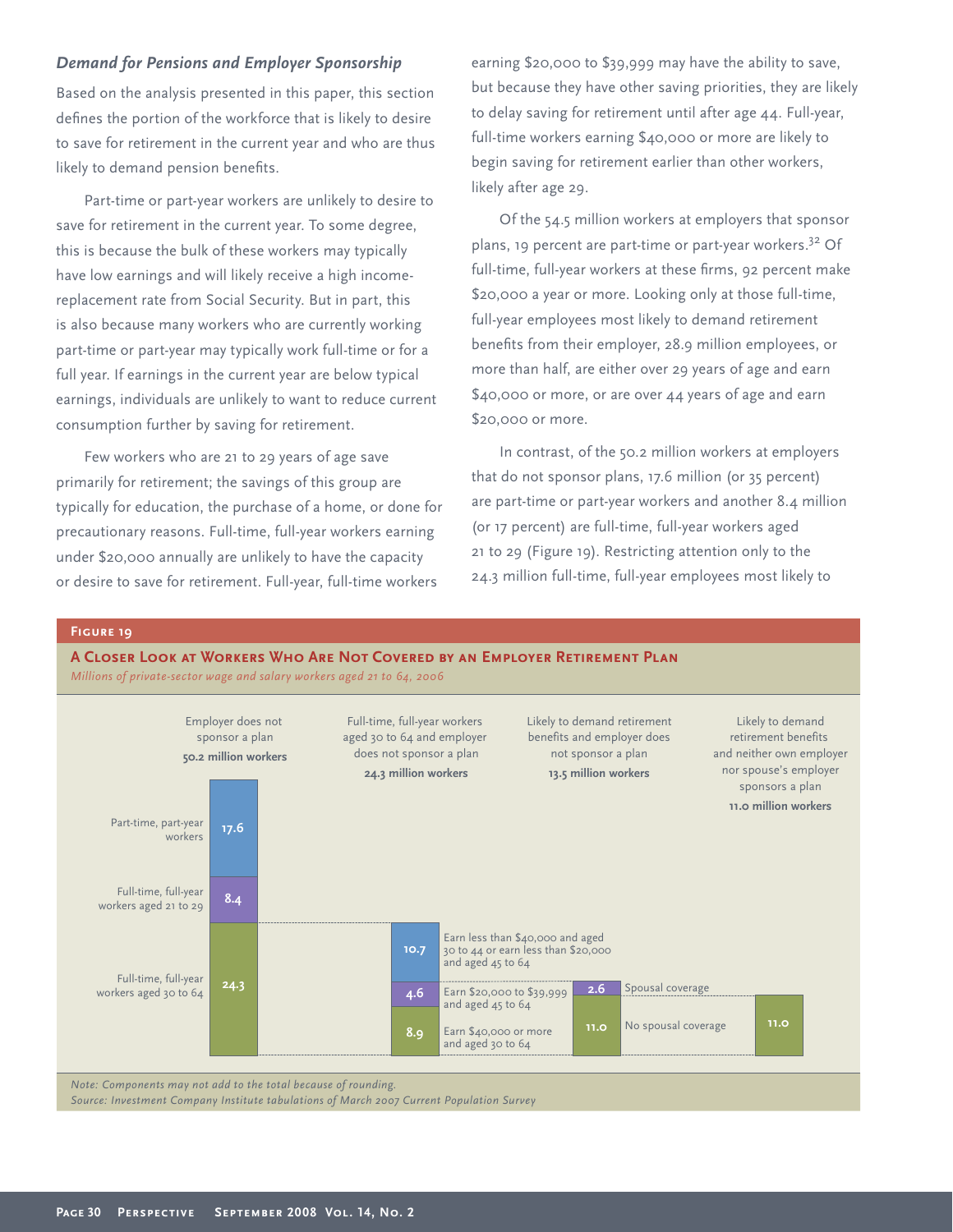### *Demand for Pensions and Employer Sponsorship*

Based on the analysis presented in this paper, this section defines the portion of the workforce that is likely to desire to save for retirement in the current year and who are thus likely to demand pension benefits.

Part-time or part-year workers are unlikely to desire to save for retirement in the current year. To some degree, this is because the bulk of these workers may typically have low earnings and will likely receive a high income-replacement rate from Social Security. But in part, this is also because many workers who are currently working part-time or part-year may typically work full-time or for a full year. If earnings in the current year are below typical earnings, individuals are unlikely to want to reduce current consumption further by saving for retirement.

Few workers who are 21 to 29 years of age save primarily for retirement; the savings of this group are typically for education, the purchase of a home, or done for precautionary reasons. Full-time, full-year workers earning under $20,000 annually are unlikely to have the capacity or desire to save for retirement. Full-year, full-time workers earning $20,000 to $39,999 may have the ability to save, but because they have other saving priorities, they are likely to delay saving for retirement until after age 44. Full-year, full-time workers earning $40,000 or more are likely to begin saving for retirement earlier than other workers, likely after age 29.

Of the 54.5 million workers at employers that sponsor plans, 19 percent are part-time or part-year workers.[32] Of full-time, full-year workers at these firms, 92 percent make $20,000 a year or more. Looking only at those full-time, full-year employees most likely to demand retirement benefits from their employer, 28.9 million employees, or more than half, are either over 29 years of age and earn $40,000 or more, or are over 44 years of age and earn $20,000 or more.

In contrast, of the 50.2 million workers at employers that do not sponsor plans, 17.6 million (or 35 percent) are part-time or part-year workers and another 8.4 million (or 17 percent) are full-time, full-year workers aged 21 to 29 (Figure 19). Restricting attention only to the 24.3 million full-time, full-year employees most likely to

**FIGURE 19**

**A CLOSER LOOK AT WORKERS WHO ARE NOT COVERED BY AN EMPLOYER RETIREMENT PLAN**

*Millions of private-sector wage and salary workers aged 21 to 64, 2006*

| Stage | Component | Millions of workers |
|---|---|---|
| Employer does not sponsor a plan (**50.2 million workers**) | Part-time, part-year workers | 17.6 |
| | Full-time, full-year workers aged 21 to 29 | 8.4 |
| | Full-time, full-year workers aged 30 to 64 | 24.3 |
| Full-time, full-year workers aged 30 to 64 and employer does not sponsor a plan (**24.3 million workers**) | Earn less than $40,000 and aged 30 to 44 or earn less than $20,000 and aged 45 to 64 | 10.7 |
| | Earn $20,000 to $39,999 and aged 45 to 64 | 4.6 |
| | Earn $40,000 or more and aged 30 to 64 | 8.9 |
| Likely to demand retirement benefits and employer does not sponsor a plan (**13.5 million workers**) | Spousal coverage | 2.6 |
| | No spousal coverage | 11.0 |
| Likely to demand retirement benefits and neither own employer nor spouse's employer sponsors a plan (**11.0 million workers**) | | 11.0 |

*Note: Components may not add to the total because of rounding.*

*Source: Investment Company Institute tabulations of March 2007 Current Population Survey*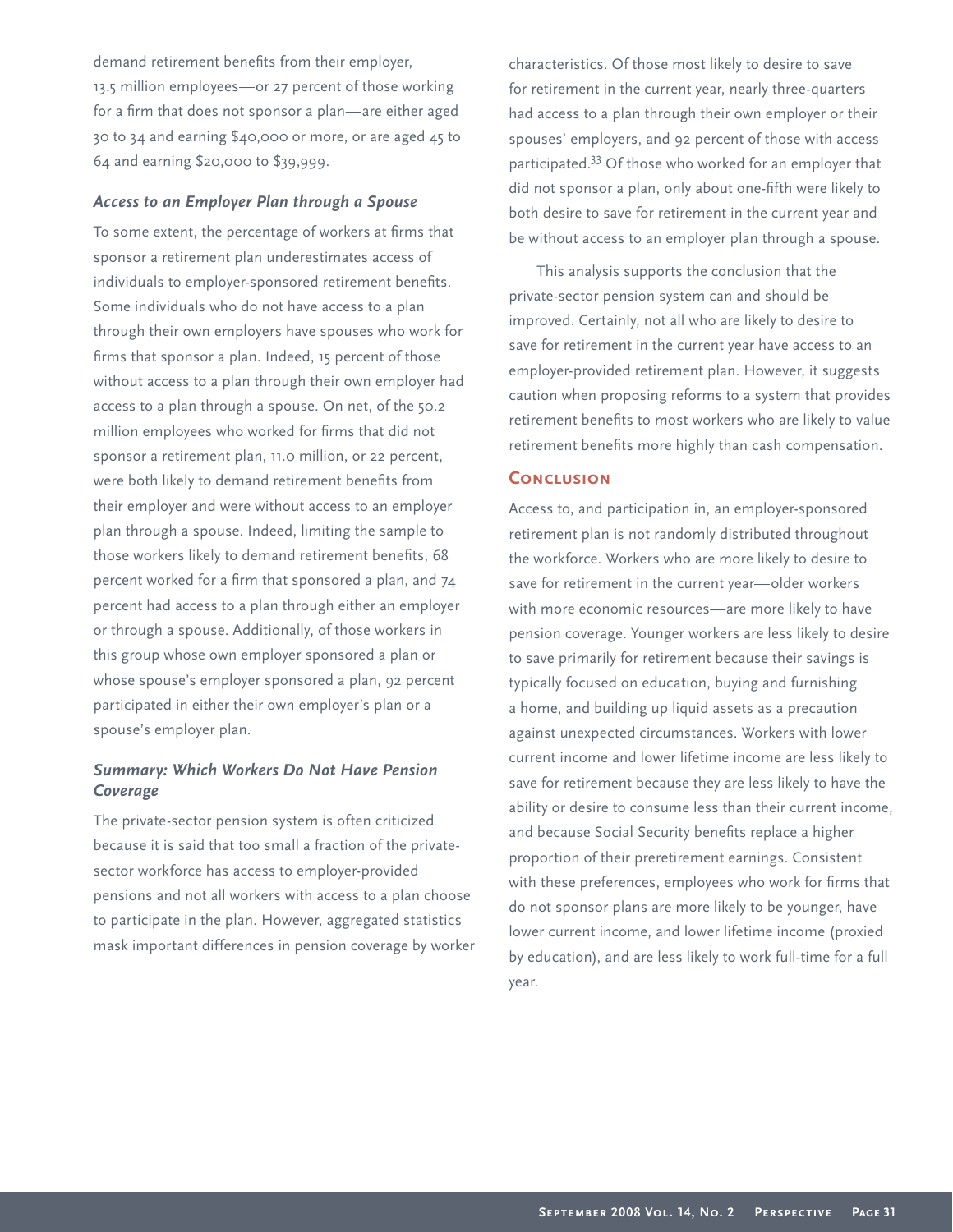demand retirement benefits from their employer, 13.5 million employees—or 27 percent of those working for a firm that does not sponsor a plan—are either aged 30 to 34 and earning $40,000 or more, or are aged 45 to 64 and earning $20,000 to $39,999.

### *Access to an Employer Plan through a Spouse*

To some extent, the percentage of workers at firms that sponsor a retirement plan underestimates access of individuals to employer-sponsored retirement benefits. Some individuals who do not have access to a plan through their own employers have spouses who work for firms that sponsor a plan. Indeed, 15 percent of those without access to a plan through their own employer had access to a plan through a spouse. On net, of the 50.2 million employees who worked for firms that did not sponsor a retirement plan, 11.0 million, or 22 percent, were both likely to demand retirement benefits from their employer and were without access to an employer plan through a spouse. Indeed, limiting the sample to those workers likely to demand retirement benefits, 68 percent worked for a firm that sponsored a plan, and 74 percent had access to a plan through either an employer or through a spouse. Additionally, of those workers in this group whose own employer sponsored a plan or whose spouse's employer sponsored a plan, 92 percent participated in either their own employer's plan or a spouse's employer plan.

### *Summary: Which Workers Do Not Have Pension Coverage*

The private-sector pension system is often criticized because it is said that too small a fraction of the private-sector workforce has access to employer-provided pensions and not all workers with access to a plan choose to participate in the plan. However, aggregated statistics mask important differences in pension coverage by worker characteristics. Of those most likely to desire to save for retirement in the current year, nearly three-quarters had access to a plan through their own employer or their spouses' employers, and 92 percent of those with access participated.[33] Of those who worked for an employer that did not sponsor a plan, only about one-fifth were likely to both desire to save for retirement in the current year and be without access to an employer plan through a spouse.

This analysis supports the conclusion that the private-sector pension system can and should be improved. Certainly, not all who are likely to desire to save for retirement in the current year have access to an employer-provided retirement plan. However, it suggests caution when proposing reforms to a system that provides retirement benefits to most workers who are likely to value retirement benefits more highly than cash compensation.

## Conclusion

Access to, and participation in, an employer-sponsored retirement plan is not randomly distributed throughout the workforce. Workers who are more likely to desire to save for retirement in the current year—older workers with more economic resources—are more likely to have pension coverage. Younger workers are less likely to desire to save primarily for retirement because their savings is typically focused on education, buying and furnishing a home, and building up liquid assets as a precaution against unexpected circumstances. Workers with lower current income and lower lifetime income are less likely to save for retirement because they are less likely to have the ability or desire to consume less than their current income, and because Social Security benefits replace a higher proportion of their preretirement earnings. Consistent with these preferences, employees who work for firms that do not sponsor plans are more likely to be younger, have lower current income, and lower lifetime income (proxied by education), and are less likely to work full-time for a full year.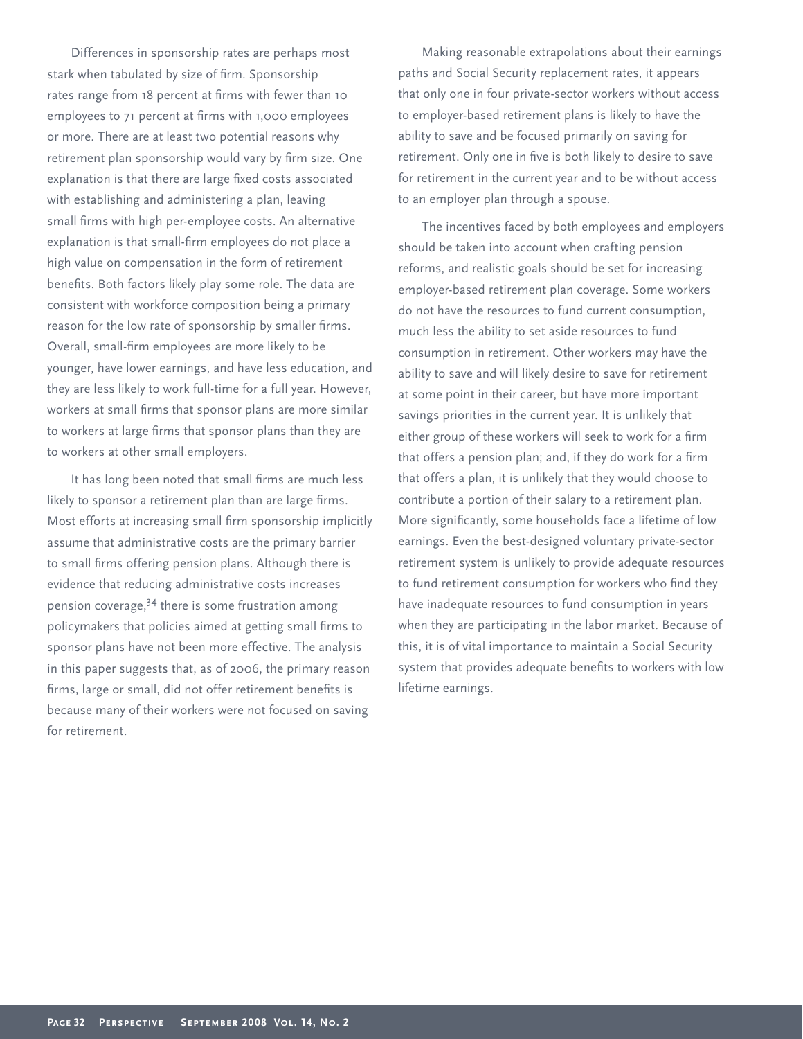Differences in sponsorship rates are perhaps most stark when tabulated by size of firm. Sponsorship rates range from 18 percent at firms with fewer than 10 employees to 71 percent at firms with 1,000 employees or more. There are at least two potential reasons why retirement plan sponsorship would vary by firm size. One explanation is that there are large fixed costs associated with establishing and administering a plan, leaving small firms with high per-employee costs. An alternative explanation is that small-firm employees do not place a high value on compensation in the form of retirement benefits. Both factors likely play some role. The data are consistent with workforce composition being a primary reason for the low rate of sponsorship by smaller firms. Overall, small-firm employees are more likely to be younger, have lower earnings, and have less education, and they are less likely to work full-time for a full year. However, workers at small firms that sponsor plans are more similar to workers at large firms that sponsor plans than they are to workers at other small employers.

It has long been noted that small firms are much less likely to sponsor a retirement plan than are large firms. Most efforts at increasing small firm sponsorship implicitly assume that administrative costs are the primary barrier to small firms offering pension plans. Although there is evidence that reducing administrative costs increases pension coverage,[34] there is some frustration among policymakers that policies aimed at getting small firms to sponsor plans have not been more effective. The analysis in this paper suggests that, as of 2006, the primary reason firms, large or small, did not offer retirement benefits is because many of their workers were not focused on saving for retirement.

Making reasonable extrapolations about their earnings paths and Social Security replacement rates, it appears that only one in four private-sector workers without access to employer-based retirement plans is likely to have the ability to save and be focused primarily on saving for retirement. Only one in five is both likely to desire to save for retirement in the current year and to be without access to an employer plan through a spouse.

The incentives faced by both employees and employers should be taken into account when crafting pension reforms, and realistic goals should be set for increasing employer-based retirement plan coverage. Some workers do not have the resources to fund current consumption, much less the ability to set aside resources to fund consumption in retirement. Other workers may have the ability to save and will likely desire to save for retirement at some point in their career, but have more important savings priorities in the current year. It is unlikely that either group of these workers will seek to work for a firm that offers a pension plan; and, if they do work for a firm that offers a plan, it is unlikely that they would choose to contribute a portion of their salary to a retirement plan. More significantly, some households face a lifetime of low earnings. Even the best-designed voluntary private-sector retirement system is unlikely to provide adequate resources to fund retirement consumption for workers who find they have inadequate resources to fund consumption in years when they are participating in the labor market. Because of this, it is of vital importance to maintain a Social Security system that provides adequate benefits to workers with low lifetime earnings.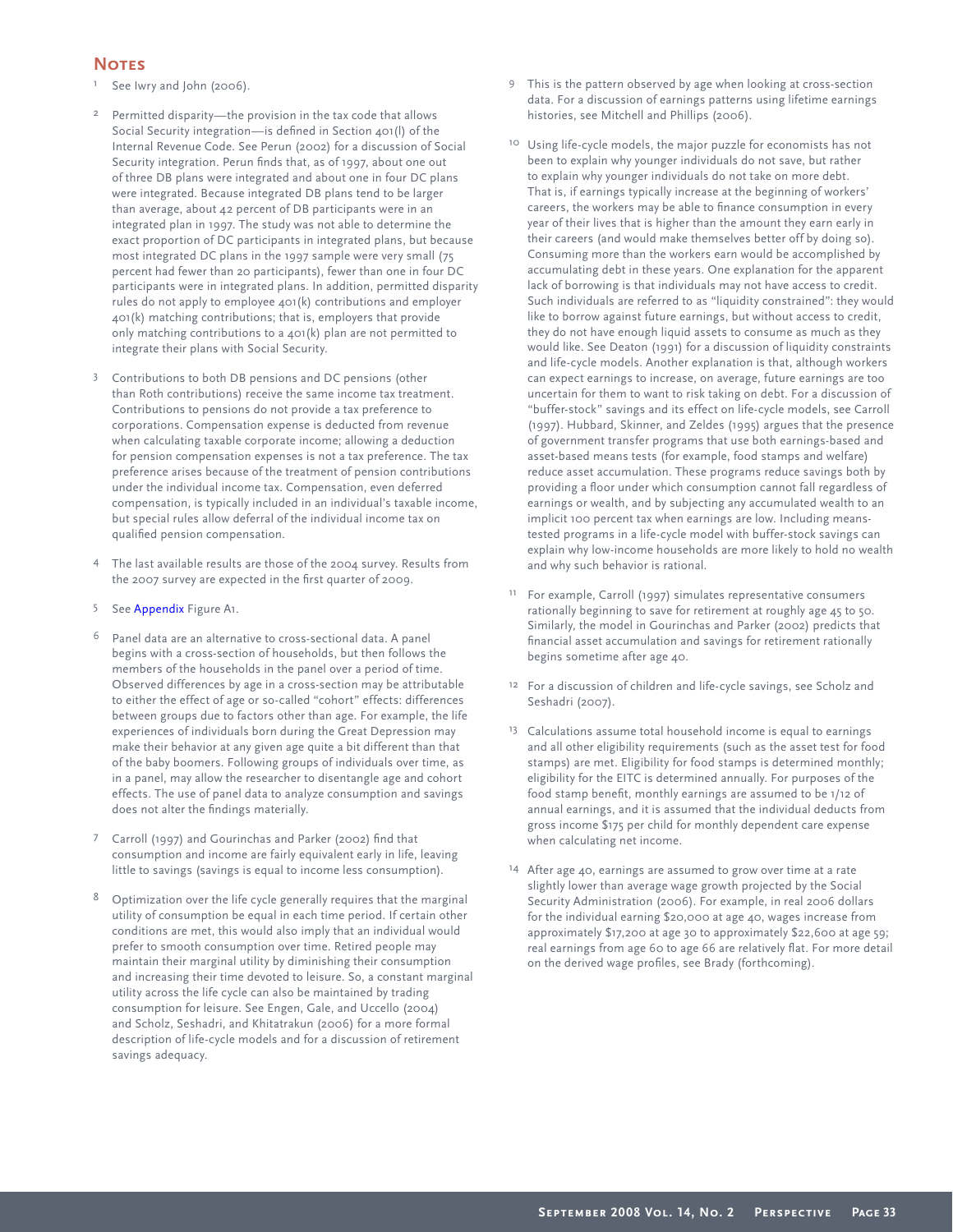## Notes

1. See Iwry and John (2006).

2. Permitted disparity—the provision in the tax code that allows Social Security integration—is defined in Section 401(l) of the Internal Revenue Code. See Perun (2002) for a discussion of Social Security integration. Perun finds that, as of 1997, about one out of three DB plans were integrated and about one in four DC plans were integrated. Because integrated DB plans tend to be larger than average, about 42 percent of DB participants were in an integrated plan in 1997. The study was not able to determine the exact proportion of DC participants in integrated plans, but because most integrated DC plans in the 1997 sample were very small (75 percent had fewer than 20 participants), fewer than one in four DC participants were in integrated plans. In addition, permitted disparity rules do not apply to employee 401(k) contributions and employer 401(k) matching contributions; that is, employers that provide only matching contributions to a 401(k) plan are not permitted to integrate their plans with Social Security.

3. Contributions to both DB pensions and DC pensions (other than Roth contributions) receive the same income tax treatment. Contributions to pensions do not provide a tax preference to corporations. Compensation expense is deducted from revenue when calculating taxable corporate income; allowing a deduction for pension compensation expenses is not a tax preference. The tax preference arises because of the treatment of pension contributions under the individual income tax. Compensation, even deferred compensation, is typically included in an individual's taxable income, but special rules allow deferral of the individual income tax on qualified pension compensation.

4. The last available results are those of the 2004 survey. Results from the 2007 survey are expected in the first quarter of 2009.

5. See Appendix Figure A1.

6. Panel data are an alternative to cross-sectional data. A panel begins with a cross-section of households, but then follows the members of the households in the panel over a period of time. Observed differences by age in a cross-section may be attributable to either the effect of age or so-called "cohort" effects: differences between groups due to factors other than age. For example, the life experiences of individuals born during the Great Depression may make their behavior at any given age quite a bit different than that of the baby boomers. Following groups of individuals over time, as in a panel, may allow the researcher to disentangle age and cohort effects. The use of panel data to analyze consumption and savings does not alter the findings materially.

7. Carroll (1997) and Gourinchas and Parker (2002) find that consumption and income are fairly equivalent early in life, leaving little to savings (savings is equal to income less consumption).

8. Optimization over the life cycle generally requires that the marginal utility of consumption be equal in each time period. If certain other conditions are met, this would also imply that an individual would prefer to smooth consumption over time. Retired people may maintain their marginal utility by diminishing their consumption and increasing their time devoted to leisure. So, a constant marginal utility across the life cycle can also be maintained by trading consumption for leisure. See Engen, Gale, and Uccello (2004) and Scholz, Seshadri, and Khitatrakun (2006) for a more formal description of life-cycle models and for a discussion of retirement savings adequacy.

9. This is the pattern observed by age when looking at cross-section data. For a discussion of earnings patterns using lifetime earnings histories, see Mitchell and Phillips (2006).

10. Using life-cycle models, the major puzzle for economists has not been to explain why younger individuals do not save, but rather to explain why younger individuals do not take on more debt. That is, if earnings typically increase at the beginning of workers' careers, the workers may be able to finance consumption in every year of their lives that is higher than the amount they earn early in their careers (and would make themselves better off by doing so). Consuming more than the workers earn would be accomplished by accumulating debt in these years. One explanation for the apparent lack of borrowing is that individuals may not have access to credit. Such individuals are referred to as "liquidity constrained": they would like to borrow against future earnings, but without access to credit, they do not have enough liquid assets to consume as much as they would like. See Deaton (1991) for a discussion of liquidity constraints and life-cycle models. Another explanation is that, although workers can expect earnings to increase, on average, future earnings are too uncertain for them to want to risk taking on debt. For a discussion of "buffer-stock" savings and its effect on life-cycle models, see Carroll (1997). Hubbard, Skinner, and Zeldes (1995) argues that the presence of government transfer programs that use both earnings-based and asset-based means tests (for example, food stamps and welfare) reduce asset accumulation. These programs reduce savings both by providing a floor under which consumption cannot fall regardless of earnings or wealth, and by subjecting any accumulated wealth to an implicit 100 percent tax when earnings are low. Including means-tested programs in a life-cycle model with buffer-stock savings can explain why low-income households are more likely to hold no wealth and why such behavior is rational.

11. For example, Carroll (1997) simulates representative consumers rationally beginning to save for retirement at roughly age 45 to 50. Similarly, the model in Gourinchas and Parker (2002) predicts that financial asset accumulation and savings for retirement rationally begins sometime after age 40.

12. For a discussion of children and life-cycle savings, see Scholz and Seshadri (2007).

13. Calculations assume total household income is equal to earnings and all other eligibility requirements (such as the asset test for food stamps) are met. Eligibility for food stamps is determined monthly; eligibility for the EITC is determined annually. For purposes of the food stamp benefit, monthly earnings are assumed to be 1/12 of annual earnings, and it is assumed that the individual deducts from gross income $175 per child for monthly dependent care expense when calculating net income.

14. After age 40, earnings are assumed to grow over time at a rate slightly lower than average wage growth projected by the Social Security Administration (2006). For example, in real 2006 dollars for the individual earning $20,000 at age 40, wages increase from approximately $17,200 at age 30 to approximately $22,600 at age 59; real earnings from age 60 to age 66 are relatively flat. For more detail on the derived wage profiles, see Brady (forthcoming).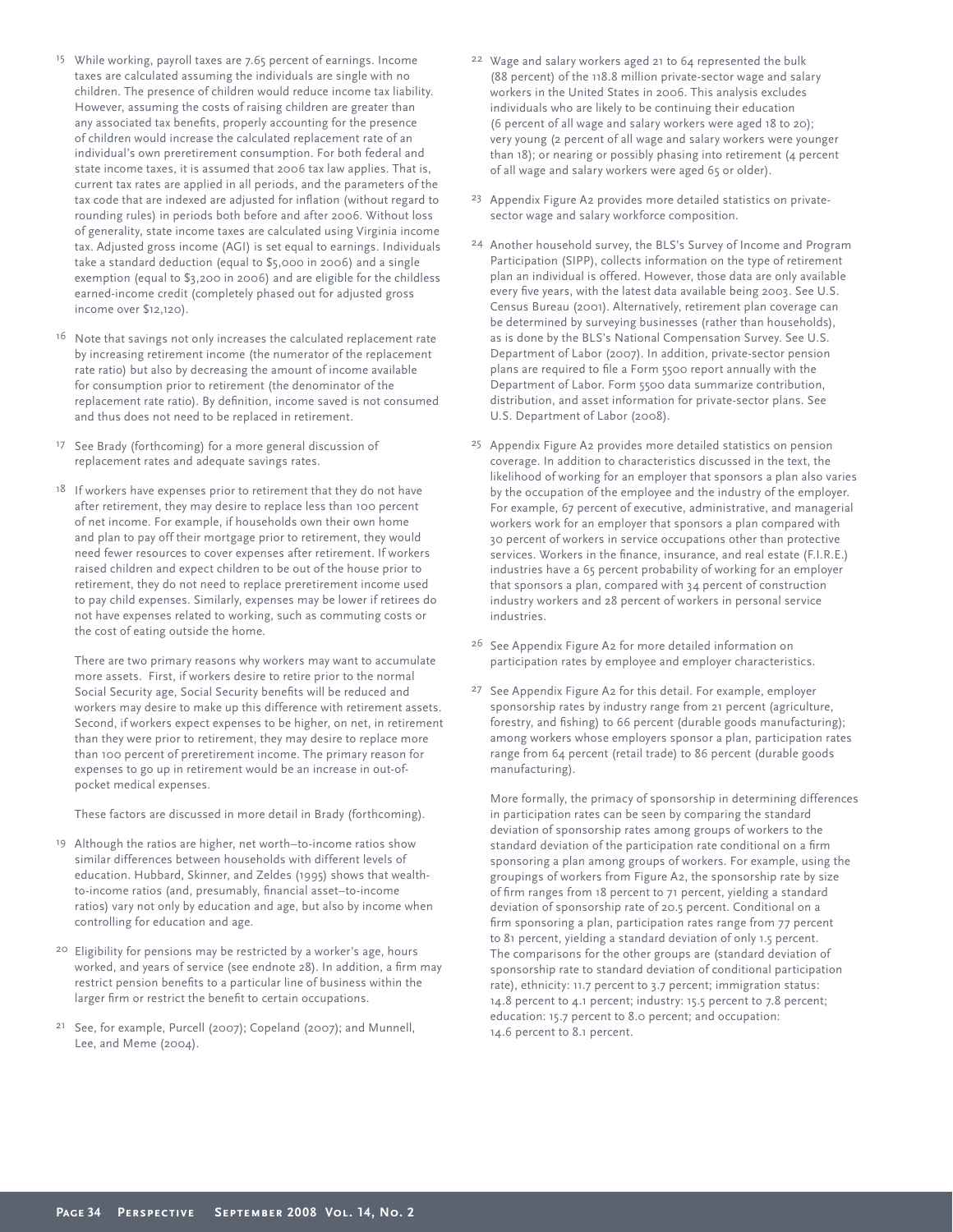15 While working, payroll taxes are 7.65 percent of earnings. Income taxes are calculated assuming the individuals are single with no children. The presence of children would reduce income tax liability. However, assuming the costs of raising children are greater than any associated tax benefits, properly accounting for the presence of children would increase the calculated replacement rate of an individual's own preretirement consumption. For both federal and state income taxes, it is assumed that 2006 tax law applies. That is, current tax rates are applied in all periods, and the parameters of the tax code that are indexed are adjusted for inflation (without regard to rounding rules) in periods both before and after 2006. Without loss of generality, state income taxes are calculated using Virginia income tax. Adjusted gross income (AGI) is set equal to earnings. Individuals take a standard deduction (equal to $5,000 in 2006) and a single exemption (equal to $3,200 in 2006) and are eligible for the childless earned-income credit (completely phased out for adjusted gross income over $12,120).

16 Note that savings not only increases the calculated replacement rate by increasing retirement income (the numerator of the replacement rate ratio) but also by decreasing the amount of income available for consumption prior to retirement (the denominator of the replacement rate ratio). By definition, income saved is not consumed and thus does not need to be replaced in retirement.

17 See Brady (forthcoming) for a more general discussion of replacement rates and adequate savings rates.

18 If workers have expenses prior to retirement that they do not have after retirement, they may desire to replace less than 100 percent of net income. For example, if households own their own home and plan to pay off their mortgage prior to retirement, they would need fewer resources to cover expenses after retirement. If workers raised children and expect children to be out of the house prior to retirement, they do not need to replace preretirement income used to pay child expenses. Similarly, expenses may be lower if retirees do not have expenses related to working, such as commuting costs or the cost of eating outside the home.

There are two primary reasons why workers may want to accumulate more assets. First, if workers desire to retire prior to the normal Social Security age, Social Security benefits will be reduced and workers may desire to make up this difference with retirement assets. Second, if workers expect expenses to be higher, on net, in retirement than they were prior to retirement, they may desire to replace more than 100 percent of preretirement income. The primary reason for expenses to go up in retirement would be an increase in out-of-pocket medical expenses.

These factors are discussed in more detail in Brady (forthcoming).

19 Although the ratios are higher, net worth–to-income ratios show similar differences between households with different levels of education. Hubbard, Skinner, and Zeldes (1995) shows that wealth-to-income ratios (and, presumably, financial asset–to-income ratios) vary not only by education and age, but also by income when controlling for education and age.

20 Eligibility for pensions may be restricted by a worker's age, hours worked, and years of service (see endnote 28). In addition, a firm may restrict pension benefits to a particular line of business within the larger firm or restrict the benefit to certain occupations.

21 See, for example, Purcell (2007); Copeland (2007); and Munnell, Lee, and Meme (2004).

22 Wage and salary workers aged 21 to 64 represented the bulk (88 percent) of the 118.8 million private-sector wage and salary workers in the United States in 2006. This analysis excludes individuals who are likely to be continuing their education (6 percent of all wage and salary workers were aged 18 to 20); very young (2 percent of all wage and salary workers were younger than 18); or nearing or possibly phasing into retirement (4 percent of all wage and salary workers were aged 65 or older).

23 Appendix Figure A2 provides more detailed statistics on private-sector wage and salary workforce composition.

24 Another household survey, the BLS's Survey of Income and Program Participation (SIPP), collects information on the type of retirement plan an individual is offered. However, those data are only available every five years, with the latest data available being 2003. See U.S. Census Bureau (2001). Alternatively, retirement plan coverage can be determined by surveying businesses (rather than households), as is done by the BLS's National Compensation Survey. See U.S. Department of Labor (2007). In addition, private-sector pension plans are required to file a Form 5500 report annually with the Department of Labor. Form 5500 data summarize contribution, distribution, and asset information for private-sector plans. See U.S. Department of Labor (2008).

25 Appendix Figure A2 provides more detailed statistics on pension coverage. In addition to characteristics discussed in the text, the likelihood of working for an employer that sponsors a plan also varies by the occupation of the employee and the industry of the employer. For example, 67 percent of executive, administrative, and managerial workers work for an employer that sponsors a plan compared with 30 percent of workers in service occupations other than protective services. Workers in the finance, insurance, and real estate (F.I.R.E.) industries have a 65 percent probability of working for an employer that sponsors a plan, compared with 34 percent of construction industry workers and 28 percent of workers in personal service industries.

26 See Appendix Figure A2 for more detailed information on participation rates by employee and employer characteristics.

27 See Appendix Figure A2 for this detail. For example, employer sponsorship rates by industry range from 21 percent (agriculture, forestry, and fishing) to 66 percent (durable goods manufacturing); among workers whose employers sponsor a plan, participation rates range from 64 percent (retail trade) to 86 percent (durable goods manufacturing).

More formally, the primacy of sponsorship in determining differences in participation rates can be seen by comparing the standard deviation of sponsorship rates among groups of workers to the standard deviation of the participation rate conditional on a firm sponsoring a plan among groups of workers. For example, using the groupings of workers from Figure A2, the sponsorship rate by size of firm ranges from 18 percent to 71 percent, yielding a standard deviation of sponsorship rate of 20.5 percent. Conditional on a firm sponsoring a plan, participation rates range from 77 percent to 81 percent, yielding a standard deviation of only 1.5 percent. The comparisons for the other groups are (standard deviation of sponsorship rate to standard deviation of conditional participation rate), ethnicity: 11.7 percent to 3.7 percent; immigration status: 14.8 percent to 4.1 percent; industry: 15.5 percent to 7.8 percent; education: 15.7 percent to 8.0 percent; and occupation: 14.6 percent to 8.1 percent.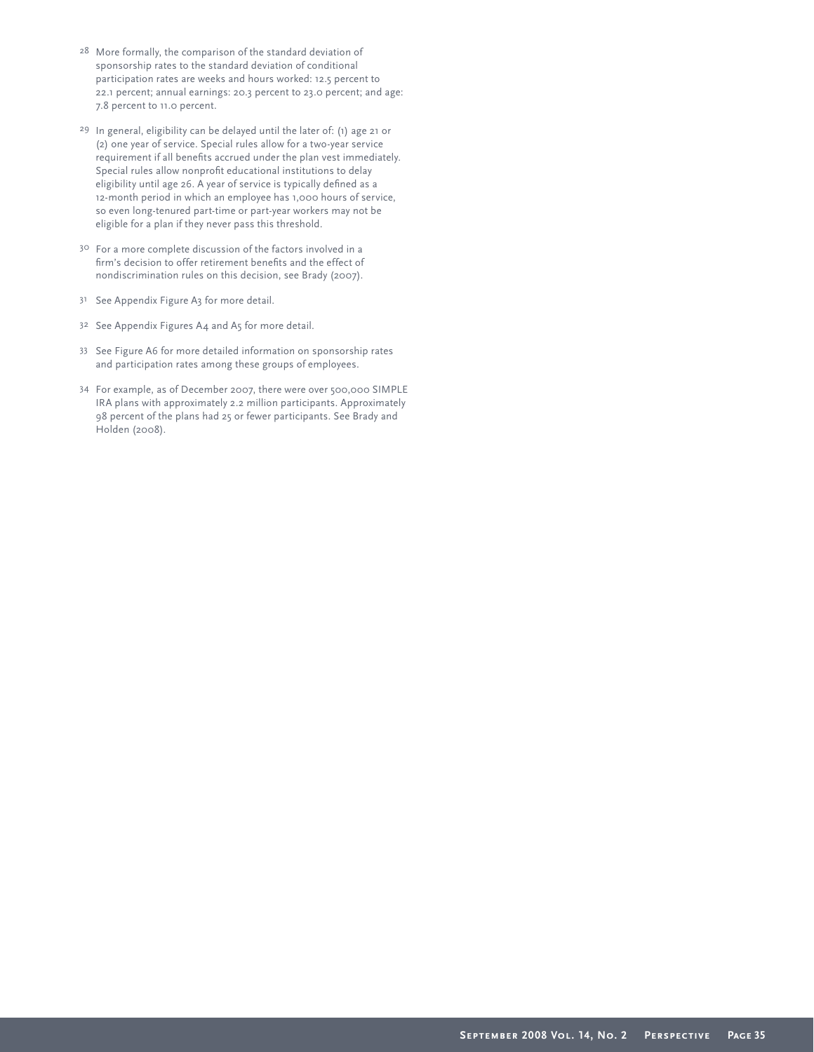28 More formally, the comparison of the standard deviation of sponsorship rates to the standard deviation of conditional participation rates are weeks and hours worked: 12.5 percent to 22.1 percent; annual earnings: 20.3 percent to 23.0 percent; and age: 7.8 percent to 11.0 percent.

29 In general, eligibility can be delayed until the later of: (1) age 21 or (2) one year of service. Special rules allow for a two-year service requirement if all benefits accrued under the plan vest immediately. Special rules allow nonprofit educational institutions to delay eligibility until age 26. A year of service is typically defined as a 12-month period in which an employee has 1,000 hours of service, so even long-tenured part-time or part-year workers may not be eligible for a plan if they never pass this threshold.

30 For a more complete discussion of the factors involved in a firm's decision to offer retirement benefits and the effect of nondiscrimination rules on this decision, see Brady (2007).

31 See Appendix Figure A3 for more detail.

32 See Appendix Figures A4 and A5 for more detail.

33 See Figure A6 for more detailed information on sponsorship rates and participation rates among these groups of employees.

34 For example, as of December 2007, there were over 500,000 SIMPLE IRA plans with approximately 2.2 million participants. Approximately 98 percent of the plans had 25 or fewer participants. See Brady and Holden (2008).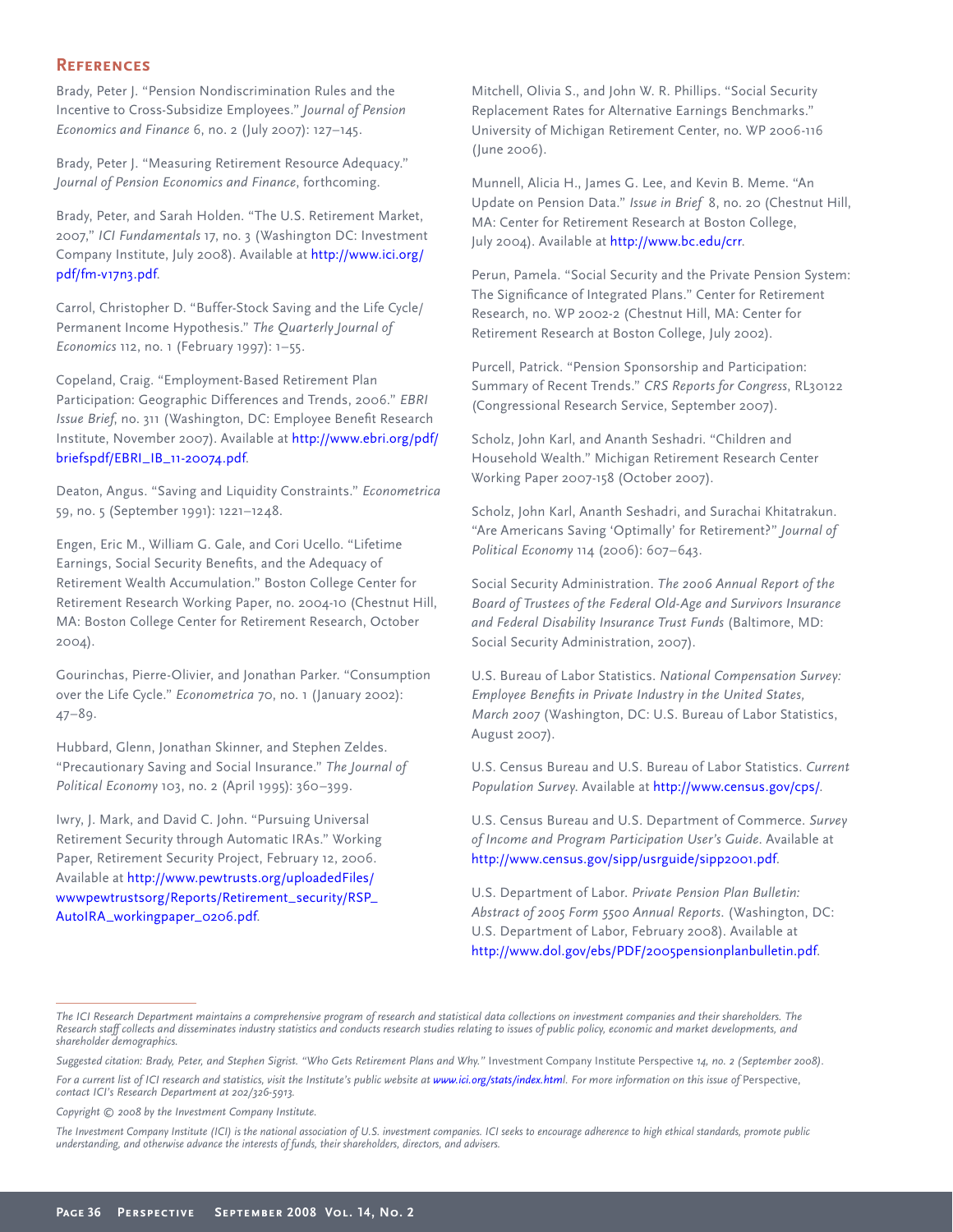## References

Brady, Peter J. "Pension Nondiscrimination Rules and the Incentive to Cross-Subsidize Employees." *Journal of Pension Economics and Finance* 6, no. 2 (July 2007): 127–145.

Brady, Peter J. "Measuring Retirement Resource Adequacy." *Journal of Pension Economics and Finance*, forthcoming.

Brady, Peter, and Sarah Holden. "The U.S. Retirement Market, 2007," *ICI Fundamentals* 17, no. 3 (Washington DC: Investment Company Institute, July 2008). Available at http://www.ici.org/pdf/fm-v17n3.pdf.

Carrol, Christopher D. "Buffer-Stock Saving and the Life Cycle/Permanent Income Hypothesis." *The Quarterly Journal of Economics* 112, no. 1 (February 1997): 1–55.

Copeland, Craig. "Employment-Based Retirement Plan Participation: Geographic Differences and Trends, 2006." *EBRI Issue Brief*, no. 311 (Washington, DC: Employee Benefit Research Institute, November 2007). Available at http://www.ebri.org/pdf/briefspdf/EBRI_IB_11-20074.pdf.

Deaton, Angus. "Saving and Liquidity Constraints." *Econometrica* 59, no. 5 (September 1991): 1221–1248.

Engen, Eric M., William G. Gale, and Cori Ucello. "Lifetime Earnings, Social Security Benefits, and the Adequacy of Retirement Wealth Accumulation." Boston College Center for Retirement Research Working Paper, no. 2004-10 (Chestnut Hill, MA: Boston College Center for Retirement Research, October 2004).

Gourinchas, Pierre-Olivier, and Jonathan Parker. "Consumption over the Life Cycle." *Econometrica* 70, no. 1 (January 2002): 47–89.

Hubbard, Glenn, Jonathan Skinner, and Stephen Zeldes. "Precautionary Saving and Social Insurance." *The Journal of Political Economy* 103, no. 2 (April 1995): 360–399.

Iwry, J. Mark, and David C. John. "Pursuing Universal Retirement Security through Automatic IRAs." Working Paper, Retirement Security Project, February 12, 2006. Available at http://www.pewtrusts.org/uploadedFiles/wwwpewtrustsorg/Reports/Retirement_security/RSP_AutoIRA_workingpaper_0206.pdf.

Mitchell, Olivia S., and John W. R. Phillips. "Social Security Replacement Rates for Alternative Earnings Benchmarks." University of Michigan Retirement Center, no. WP 2006-116 (June 2006).

Munnell, Alicia H., James G. Lee, and Kevin B. Meme. "An Update on Pension Data." *Issue in Brief* 8, no. 20 (Chestnut Hill, MA: Center for Retirement Research at Boston College, July 2004). Available at http://www.bc.edu/crr.

Perun, Pamela. "Social Security and the Private Pension System: The Significance of Integrated Plans." Center for Retirement Research, no. WP 2002-2 (Chestnut Hill, MA: Center for Retirement Research at Boston College, July 2002).

Purcell, Patrick. "Pension Sponsorship and Participation: Summary of Recent Trends." *CRS Reports for Congress*, RL30122 (Congressional Research Service, September 2007).

Scholz, John Karl, and Ananth Seshadri. "Children and Household Wealth." Michigan Retirement Research Center Working Paper 2007-158 (October 2007).

Scholz, John Karl, Ananth Seshadri, and Surachai Khitatrakun. "Are Americans Saving 'Optimally' for Retirement?" *Journal of Political Economy* 114 (2006): 607–643.

Social Security Administration. *The 2006 Annual Report of the Board of Trustees of the Federal Old-Age and Survivors Insurance and Federal Disability Insurance Trust Funds* (Baltimore, MD: Social Security Administration, 2007).

U.S. Bureau of Labor Statistics. *National Compensation Survey: Employee Benefits in Private Industry in the United States, March 2007* (Washington, DC: U.S. Bureau of Labor Statistics, August 2007).

U.S. Census Bureau and U.S. Bureau of Labor Statistics. *Current Population Survey*. Available at http://www.census.gov/cps/.

U.S. Census Bureau and U.S. Department of Commerce. *Survey of Income and Program Participation User's Guide*. Available at http://www.census.gov/sipp/usrguide/sipp2001.pdf.

U.S. Department of Labor. *Private Pension Plan Bulletin: Abstract of 2005 Form 5500 Annual Reports.* (Washington, DC: U.S. Department of Labor, February 2008). Available at http://www.dol.gov/ebs/PDF/2005pensionplanbulletin.pdf.

---

*The ICI Research Department maintains a comprehensive program of research and statistical data collections on investment companies and their shareholders. The Research staff collects and disseminates industry statistics and conducts research studies relating to issues of public policy, economic and market developments, and shareholder demographics.*

*Suggested citation: Brady, Peter, and Stephen Sigrist. "Who Gets Retirement Plans and Why."* Investment Company Institute Perspective *14, no. 2 (September 2008).*

*For a current list of ICI research and statistics, visit the Institute's public website at www.ici.org/stats/index.html. For more information on this issue of* Perspective, *contact ICI's Research Department at 202/326-5913.*

*Copyright © 2008 by the Investment Company Institute.*

*The Investment Company Institute (ICI) is the national association of U.S. investment companies. ICI seeks to encourage adherence to high ethical standards, promote public understanding, and otherwise advance the interests of funds, their shareholders, directors, and advisers.*